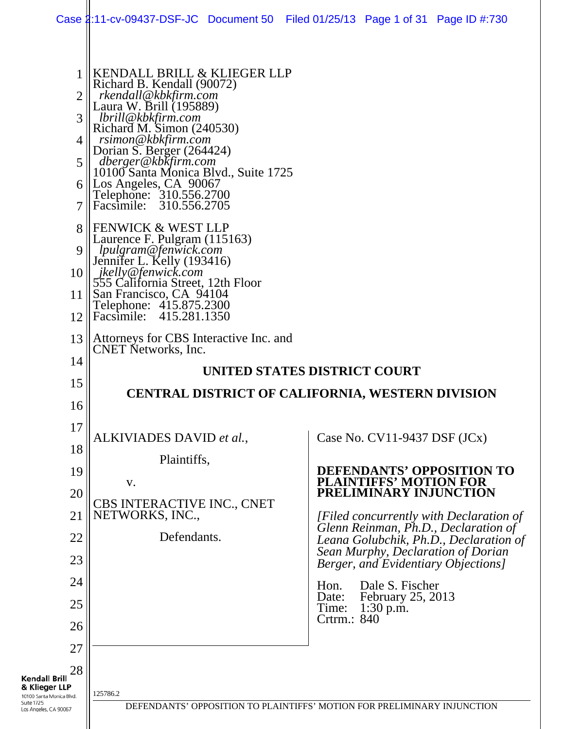KENDALL BRILL & KLIEGER LLP
Richard B. Kendall (90072)
*rkendall@kbkfirm.com*
Laura W. Brill (195889)
*lbrill@kbkfirm.com*
Richard M. Simon (240530)
*rsimon@kbkfirm.com*
Dorian S. Berger (264424)
*dberger@kbkfirm.com*
10100 Santa Monica Blvd., Suite 1725
Los Angeles, CA 90067
Telephone: 310.556.2700
Facsimile: 310.556.2705

FENWICK & WEST LLP
Laurence F. Pulgram (115163)
*lpulgram@fenwick.com*
Jennifer L. Kelly (193416)
*jkelly@fenwick.com*
555 California Street, 12th Floor
San Francisco, CA 94104
Telephone: 415.875.2300
Facsimile: 415.281.1350

Attorneys for CBS Interactive Inc. and CNET Networks, Inc.

**UNITED STATES DISTRICT COURT**

**CENTRAL DISTRICT OF CALIFORNIA, WESTERN DIVISION**

ALKIVIADES DAVID *et al.*,

Plaintiffs,

v.

CBS INTERACTIVE INC., CNET NETWORKS, INC.,

Defendants.

Case No. CV11-9437 DSF (JCx)

**DEFENDANTS' OPPOSITION TO PLAINTIFFS' MOTION FOR PRELIMINARY INJUNCTION**

*[Filed concurrently with Declaration of Glenn Reinman, Ph.D., Declaration of Leana Golubchik, Ph.D., Declaration of Sean Murphy, Declaration of Dorian Berger, and Evidentiary Objections]*

Hon. Dale S. Fischer
Date: February 25, 2013
Time: 1:30 p.m.
Crtrm.: 840

125786.2

DEFENDANTS' OPPOSITION TO PLAINTIFFS' MOTION FOR PRELIMINARY INJUNCTION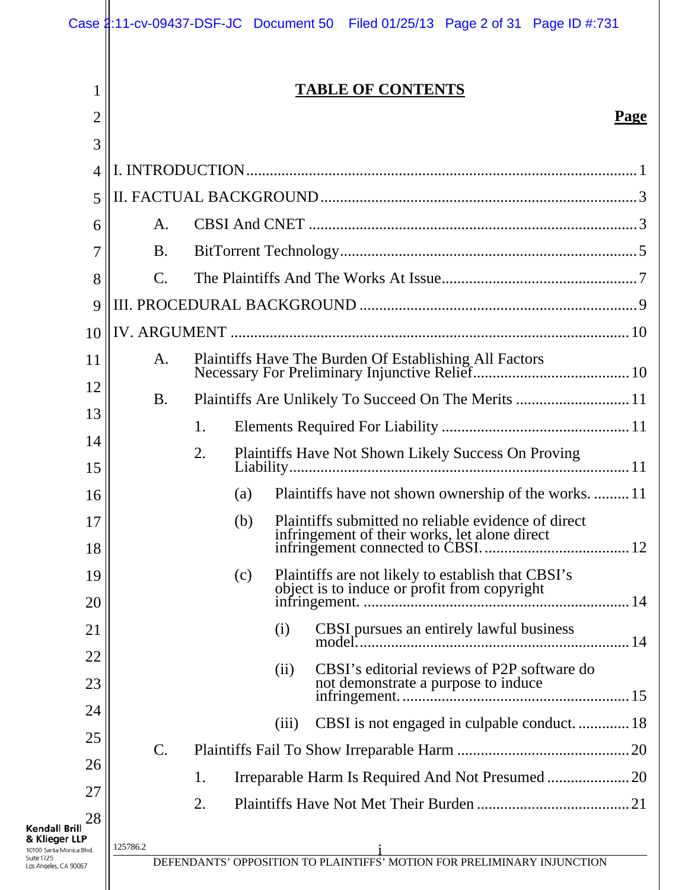# TABLE OF CONTENTS

**Page**

I. INTRODUCTION .......... 1

II. FACTUAL BACKGROUND .......... 3

- A. CBSI And CNET .......... 3
- B. BitTorrent Technology .......... 5
- C. The Plaintiffs And The Works At Issue .......... 7

III. PROCEDURAL BACKGROUND .......... 9

IV. ARGUMENT .......... 10

- A. Plaintiffs Have The Burden Of Establishing All Factors Necessary For Preliminary Injunctive Relief .......... 10
- B. Plaintiffs Are Unlikely To Succeed On The Merits .......... 11
  - 1. Elements Required For Liability .......... 11
  - 2. Plaintiffs Have Not Shown Likely Success On Proving Liability .......... 11
    - (a) Plaintiffs have not shown ownership of the works. .......... 11
    - (b) Plaintiffs submitted no reliable evidence of direct infringement of their works, let alone direct infringement connected to CBSI. .......... 12
    - (c) Plaintiffs are not likely to establish that CBSI's object is to induce or profit from copyright infringement. .......... 14
      - (i) CBSI pursues an entirely lawful business model. .......... 14
      - (ii) CBSI's editorial reviews of P2P software do not demonstrate a purpose to induce infringement. .......... 15
      - (iii) CBSI is not engaged in culpable conduct. .......... 18
- C. Plaintiffs Fail To Show Irreparable Harm .......... 20
  - 1. Irreparable Harm Is Required And Not Presumed .......... 20
  - 2. Plaintiffs Have Not Met Their Burden .......... 21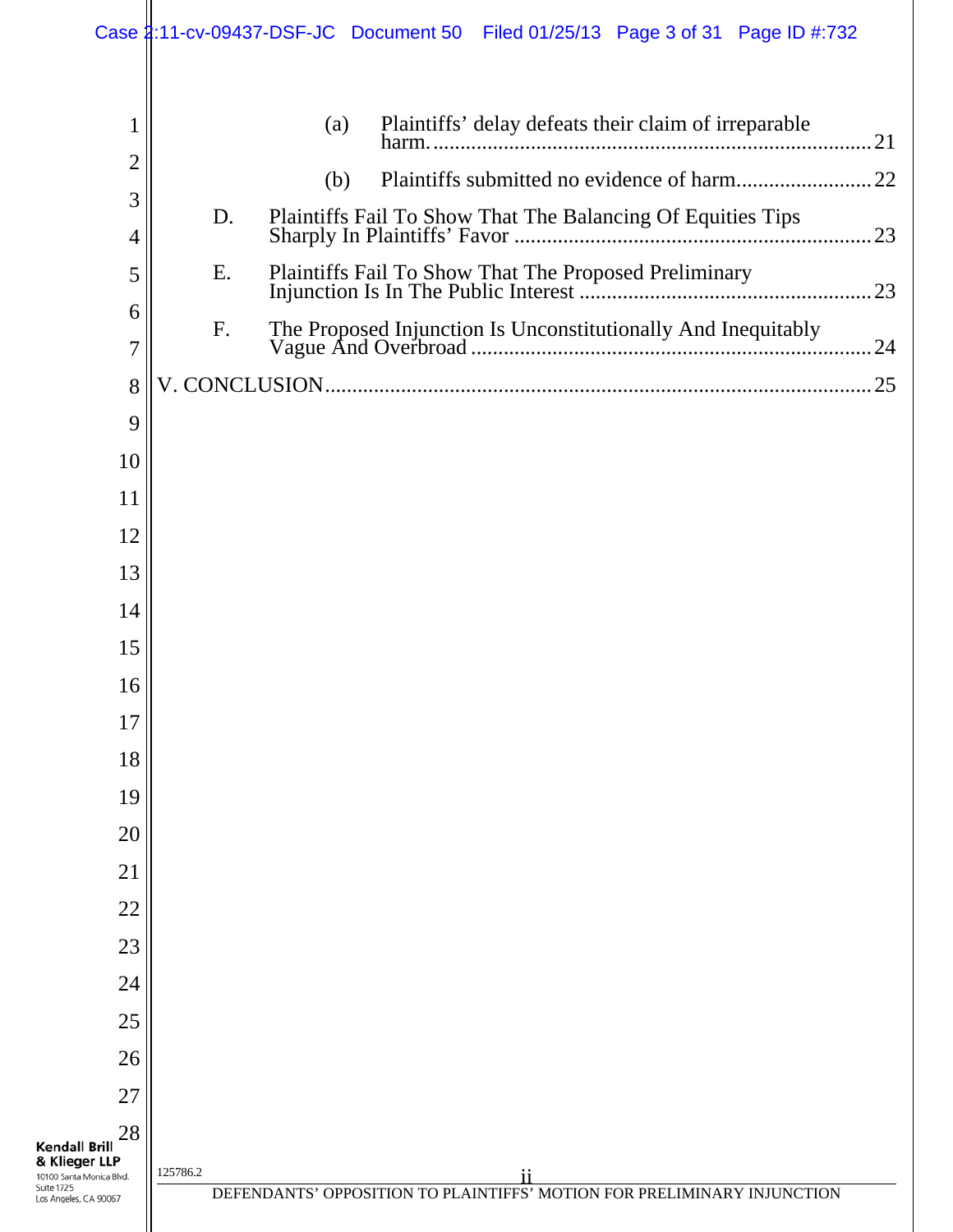(a) Plaintiffs' delay defeats their claim of irreparable harm. ........ 21

(b) Plaintiffs submitted no evidence of harm........ 22

D. Plaintiffs Fail To Show That The Balancing Of Equities Tips Sharply In Plaintiffs' Favor ........ 23

E. Plaintiffs Fail To Show That The Proposed Preliminary Injunction Is In The Public Interest ........ 23

F. The Proposed Injunction Is Unconstitutionally And Inequitably Vague And Overbroad ........ 24

V. CONCLUSION........ 25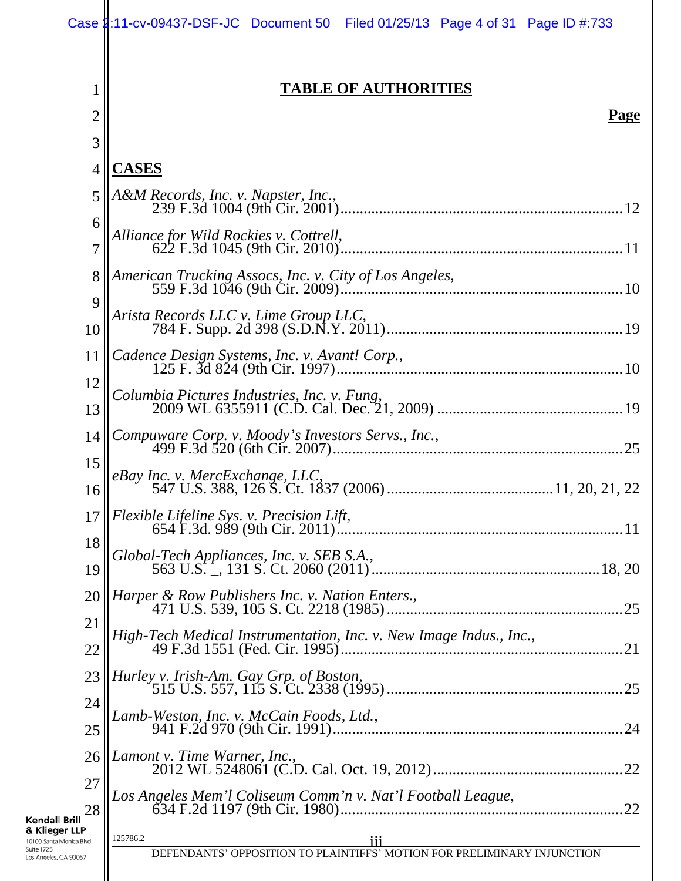# TABLE OF AUTHORITIES

**Page**

## CASES

*A&M Records, Inc. v. Napster, Inc.*,
239 F.3d 1004 (9th Cir. 2001) .......... 12

*Alliance for Wild Rockies v. Cottrell*,
622 F.3d 1045 (9th Cir. 2010) .......... 11

*American Trucking Assocs, Inc. v. City of Los Angeles*,
559 F.3d 1046 (9th Cir. 2009) .......... 10

*Arista Records LLC v. Lime Group LLC*,
784 F. Supp. 2d 398 (S.D.N.Y. 2011) .......... 19

*Cadence Design Systems, Inc. v. Avant! Corp.*,
125 F. 3d 824 (9th Cir. 1997) .......... 10

*Columbia Pictures Industries, Inc. v. Fung*,
2009 WL 6355911 (C.D. Cal. Dec. 21, 2009) .......... 19

*Compuware Corp. v. Moody's Investors Servs., Inc.*,
499 F.3d 520 (6th Cir. 2007) .......... 25

*eBay Inc. v. MercExchange, LLC*,
547 U.S. 388, 126 S. Ct. 1837 (2006) .......... 11, 20, 21, 22

*Flexible Lifeline Sys. v. Precision Lift*,
654 F.3d. 989 (9th Cir. 2011) .......... 11

*Global-Tech Appliances, Inc. v. SEB S.A.*,
563 U.S. _, 131 S. Ct. 2060 (2011) .......... 18, 20

*Harper & Row Publishers Inc. v. Nation Enters.*,
471 U.S. 539, 105 S. Ct. 2218 (1985) .......... 25

*High-Tech Medical Instrumentation, Inc. v. New Image Indus., Inc.*,
49 F.3d 1551 (Fed. Cir. 1995) .......... 21

*Hurley v. Irish-Am. Gay Grp. of Boston*,
515 U.S. 557, 115 S. Ct. 2338 (1995) .......... 25

*Lamb-Weston, Inc. v. McCain Foods, Ltd.*,
941 F.2d 970 (9th Cir. 1991) .......... 24

*Lamont v. Time Warner, Inc.*,
2012 WL 5248061 (C.D. Cal. Oct. 19, 2012) .......... 22

*Los Angeles Mem'l Coliseum Comm'n v. Nat'l Football League*,
634 F.2d 1197 (9th Cir. 1980) .......... 22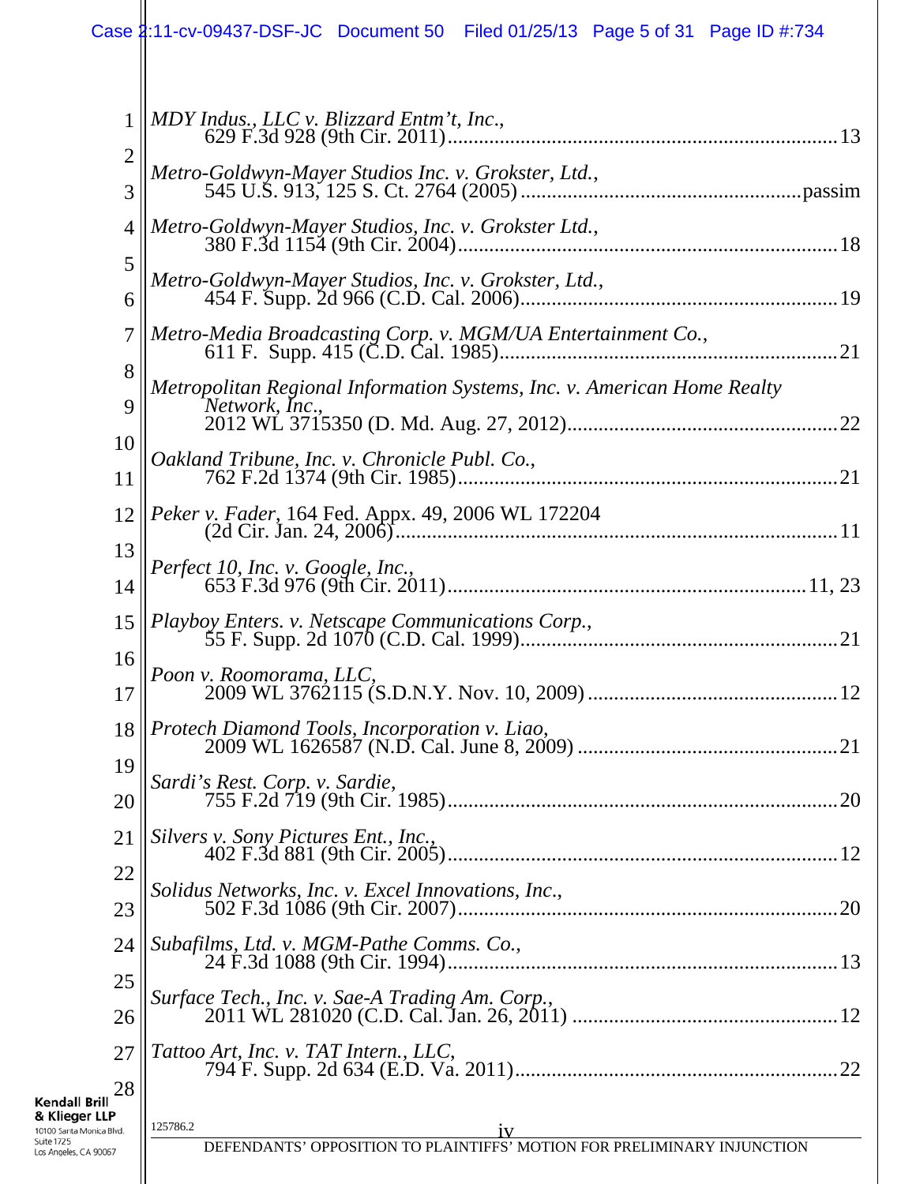*MDY Indus., LLC v. Blizzard Entm't, Inc.*,
629 F.3d 928 (9th Cir. 2011) ..... 13

*Metro-Goldwyn-Mayer Studios Inc. v. Grokster, Ltd.*,
545 U.S. 913, 125 S. Ct. 2764 (2005) ..... passim

*Metro-Goldwyn-Mayer Studios, Inc. v. Grokster Ltd.*,
380 F.3d 1154 (9th Cir. 2004) ..... 18

*Metro-Goldwyn-Mayer Studios, Inc. v. Grokster, Ltd.*,
454 F. Supp. 2d 966 (C.D. Cal. 2006) ..... 19

*Metro-Media Broadcasting Corp. v. MGM/UA Entertainment Co.*,
611 F. Supp. 415 (C.D. Cal. 1985) ..... 21

*Metropolitan Regional Information Systems, Inc. v. American Home Realty Network, Inc.*,
2012 WL 3715350 (D. Md. Aug. 27, 2012) ..... 22

*Oakland Tribune, Inc. v. Chronicle Publ. Co.*,
762 F.2d 1374 (9th Cir. 1985) ..... 21

*Peker v. Fader*, 164 Fed. Appx. 49, 2006 WL 172204
(2d Cir. Jan. 24, 2006) ..... 11

*Perfect 10, Inc. v. Google, Inc.*,
653 F.3d 976 (9th Cir. 2011) ..... 11, 23

*Playboy Enters. v. Netscape Communications Corp.*,
55 F. Supp. 2d 1070 (C.D. Cal. 1999) ..... 21

*Poon v. Roomorama, LLC*,
2009 WL 3762115 (S.D.N.Y. Nov. 10, 2009) ..... 12

*Protech Diamond Tools, Incorporation v. Liao*,
2009 WL 1626587 (N.D. Cal. June 8, 2009) ..... 21

*Sardi's Rest. Corp. v. Sardie*,
755 F.2d 719 (9th Cir. 1985) ..... 20

*Silvers v. Sony Pictures Ent., Inc.*,
402 F.3d 881 (9th Cir. 2005) ..... 12

*Solidus Networks, Inc. v. Excel Innovations, Inc.*,
502 F.3d 1086 (9th Cir. 2007) ..... 20

*Subafilms, Ltd. v. MGM-Pathe Comms. Co.*,
24 F.3d 1088 (9th Cir. 1994) ..... 13

*Surface Tech., Inc. v. Sae-A Trading Am. Corp.*,
2011 WL 281020 (C.D. Cal. Jan. 26, 2011) ..... 12

*Tattoo Art, Inc. v. TAT Intern., LLC*,
794 F. Supp. 2d 634 (E.D. Va. 2011) ..... 22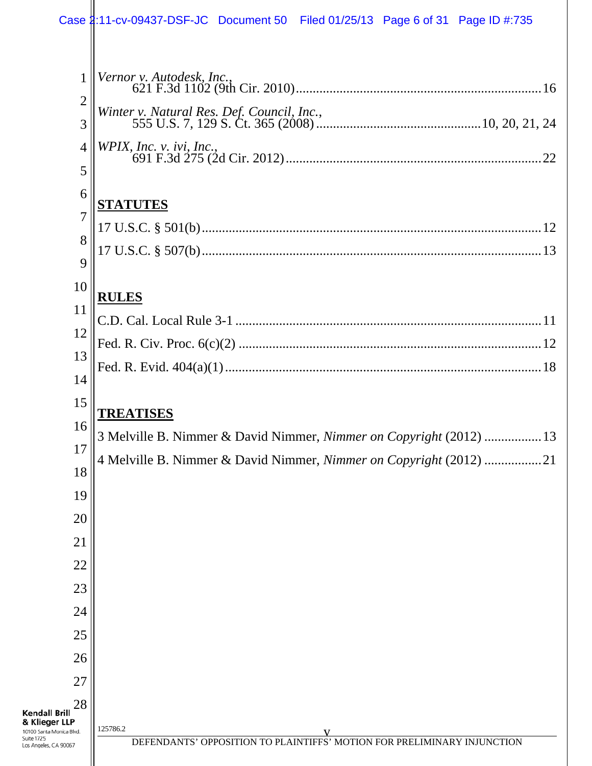*Vernor v. Autodesk, Inc.*,
621 F.3d 1102 (9th Cir. 2010) ........................................................................ 16

*Winter v. Natural Res. Def. Council, Inc.*,
555 U.S. 7, 129 S. Ct. 365 (2008) ................................................ 10, 20, 21, 24

*WPIX, Inc. v. ivi, Inc.*,
691 F.3d 275 (2d Cir. 2012) ........................................................................... 22

**STATUTES**

17 U.S.C. § 501(b) .................................................................................................... 12

17 U.S.C. § 507(b) .................................................................................................... 13

**RULES**

C.D. Cal. Local Rule 3-1 ......................................................................................... 11

Fed. R. Civ. Proc. 6(c)(2) ......................................................................................... 12

Fed. R. Evid. 404(a)(1) ............................................................................................. 18

**TREATISES**

3 Melville B. Nimmer & David Nimmer, *Nimmer on Copyright* (2012) ................. 13

4 Melville B. Nimmer & David Nimmer, *Nimmer on Copyright* (2012) ................. 21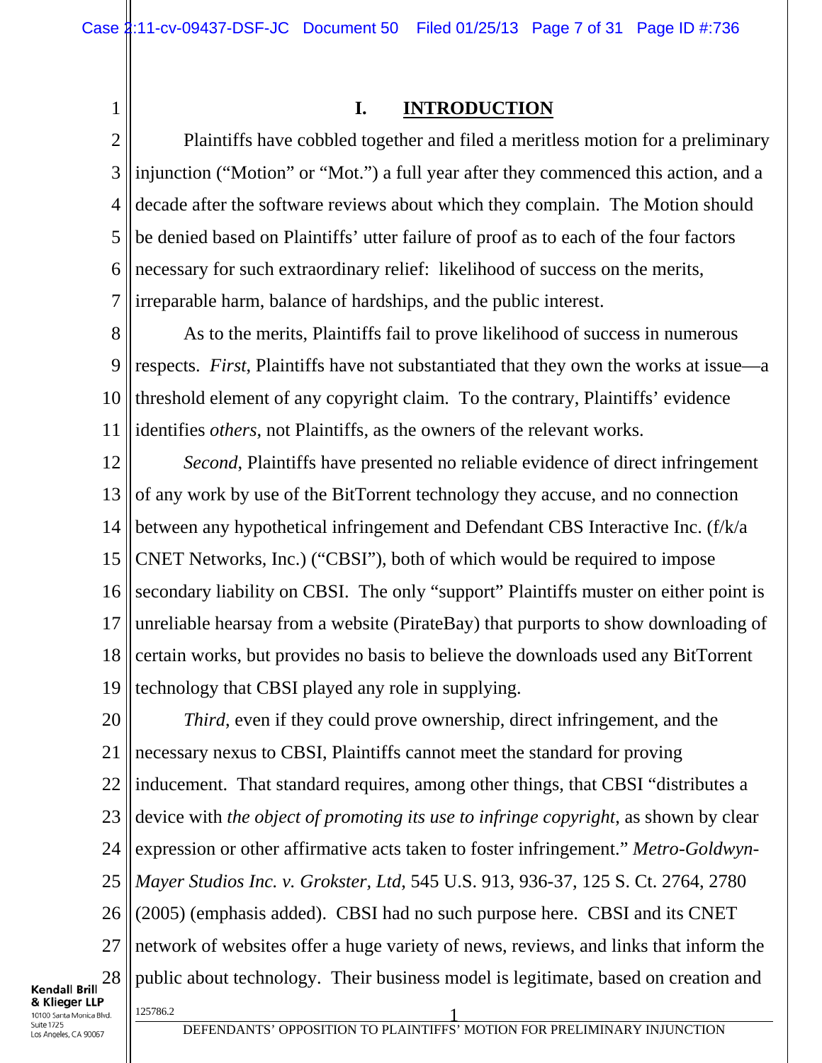# I. INTRODUCTION

Plaintiffs have cobbled together and filed a meritless motion for a preliminary injunction ("Motion" or "Mot.") a full year after they commenced this action, and a decade after the software reviews about which they complain. The Motion should be denied based on Plaintiffs' utter failure of proof as to each of the four factors necessary for such extraordinary relief: likelihood of success on the merits, irreparable harm, balance of hardships, and the public interest.

As to the merits, Plaintiffs fail to prove likelihood of success in numerous respects. *First,* Plaintiffs have not substantiated that they own the works at issue—a threshold element of any copyright claim. To the contrary, Plaintiffs' evidence identifies *others,* not Plaintiffs, as the owners of the relevant works.

*Second*, Plaintiffs have presented no reliable evidence of direct infringement of any work by use of the BitTorrent technology they accuse, and no connection between any hypothetical infringement and Defendant CBS Interactive Inc. (f/k/a CNET Networks, Inc.) ("CBSI"), both of which would be required to impose secondary liability on CBSI. The only "support" Plaintiffs muster on either point is unreliable hearsay from a website (PirateBay) that purports to show downloading of certain works, but provides no basis to believe the downloads used any BitTorrent technology that CBSI played any role in supplying.

*Third,* even if they could prove ownership, direct infringement, and the necessary nexus to CBSI, Plaintiffs cannot meet the standard for proving inducement. That standard requires, among other things, that CBSI "distributes a device with *the object of promoting its use to infringe copyright*, as shown by clear expression or other affirmative acts taken to foster infringement." *Metro-Goldwyn-Mayer Studios Inc. v. Grokster, Ltd,* 545 U.S. 913, 936-37, 125 S. Ct. 2764, 2780 (2005) (emphasis added). CBSI had no such purpose here. CBSI and its CNET network of websites offer a huge variety of news, reviews, and links that inform the public about technology. Their business model is legitimate, based on creation and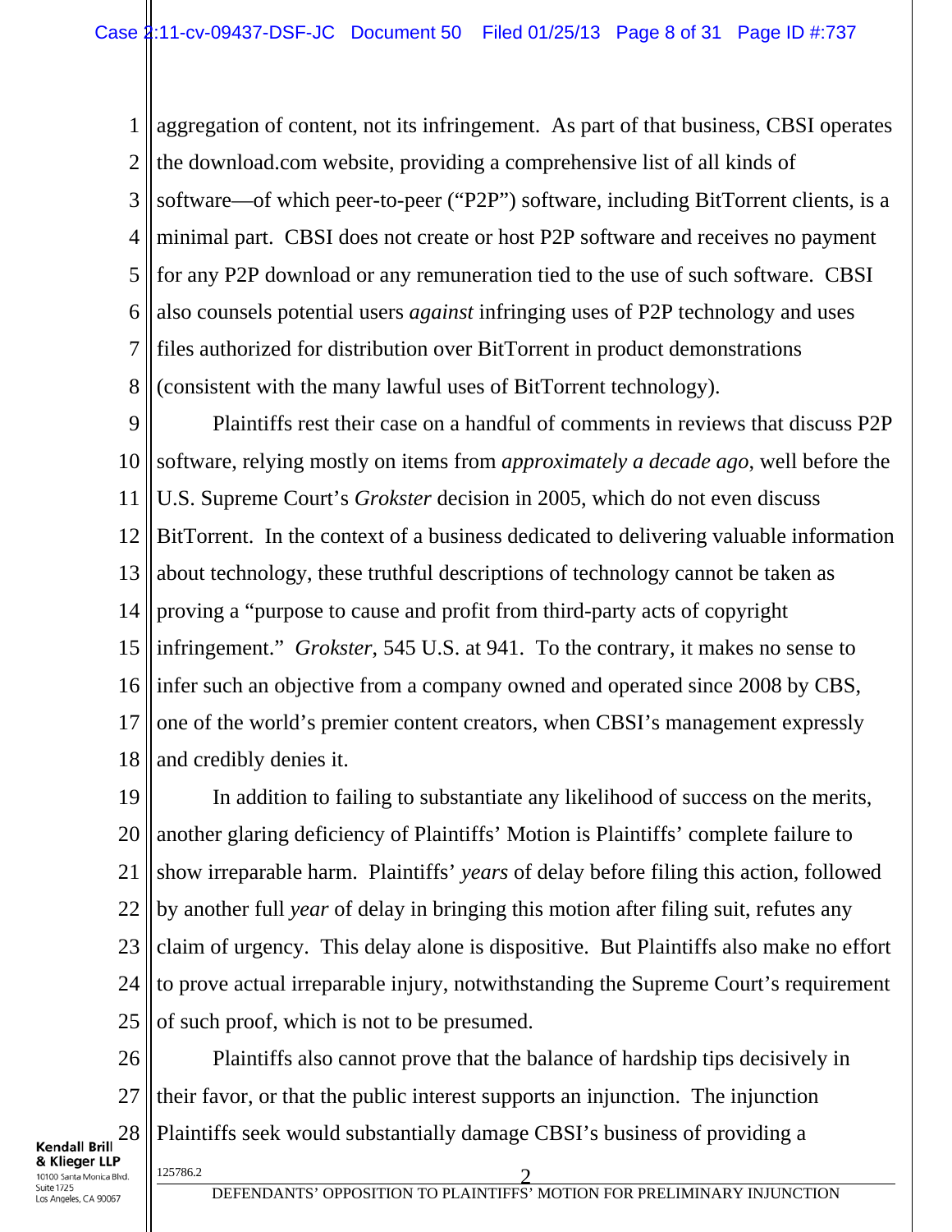aggregation of content, not its infringement. As part of that business, CBSI operates the download.com website, providing a comprehensive list of all kinds of software—of which peer-to-peer ("P2P") software, including BitTorrent clients, is a minimal part. CBSI does not create or host P2P software and receives no payment for any P2P download or any remuneration tied to the use of such software. CBSI also counsels potential users *against* infringing uses of P2P technology and uses files authorized for distribution over BitTorrent in product demonstrations (consistent with the many lawful uses of BitTorrent technology).

Plaintiffs rest their case on a handful of comments in reviews that discuss P2P software, relying mostly on items from *approximately a decade ago*, well before the U.S. Supreme Court's *Grokster* decision in 2005, which do not even discuss BitTorrent. In the context of a business dedicated to delivering valuable information about technology, these truthful descriptions of technology cannot be taken as proving a "purpose to cause and profit from third-party acts of copyright infringement." *Grokster*, 545 U.S. at 941. To the contrary, it makes no sense to infer such an objective from a company owned and operated since 2008 by CBS, one of the world's premier content creators, when CBSI's management expressly and credibly denies it.

In addition to failing to substantiate any likelihood of success on the merits, another glaring deficiency of Plaintiffs' Motion is Plaintiffs' complete failure to show irreparable harm. Plaintiffs' *years* of delay before filing this action, followed by another full *year* of delay in bringing this motion after filing suit, refutes any claim of urgency. This delay alone is dispositive. But Plaintiffs also make no effort to prove actual irreparable injury, notwithstanding the Supreme Court's requirement of such proof, which is not to be presumed.

Plaintiffs also cannot prove that the balance of hardship tips decisively in their favor, or that the public interest supports an injunction. The injunction Plaintiffs seek would substantially damage CBSI's business of providing a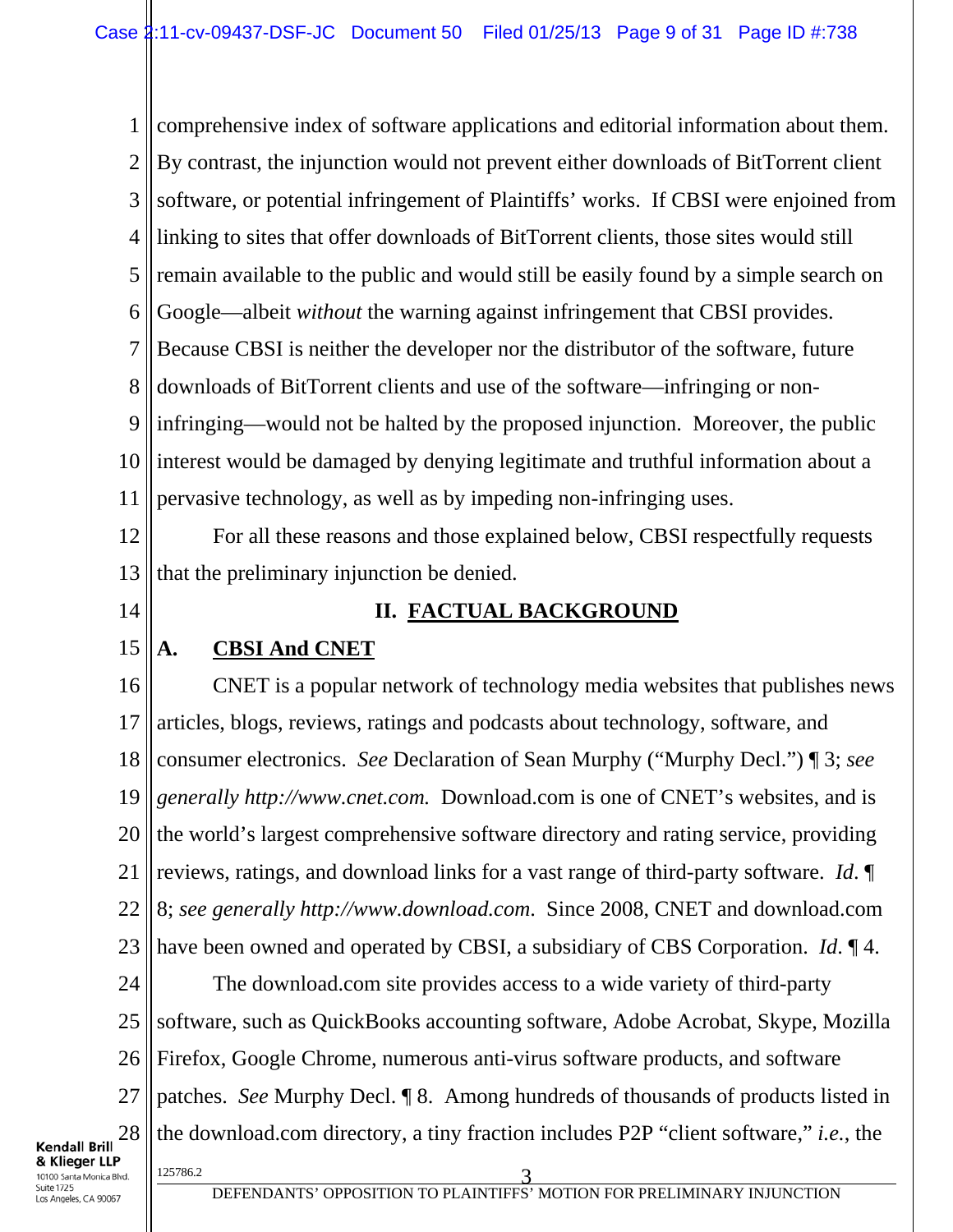comprehensive index of software applications and editorial information about them. By contrast, the injunction would not prevent either downloads of BitTorrent client software, or potential infringement of Plaintiffs' works. If CBSI were enjoined from linking to sites that offer downloads of BitTorrent clients, those sites would still remain available to the public and would still be easily found by a simple search on Google—albeit *without* the warning against infringement that CBSI provides. Because CBSI is neither the developer nor the distributor of the software, future downloads of BitTorrent clients and use of the software—infringing or non-infringing—would not be halted by the proposed injunction. Moreover, the public interest would be damaged by denying legitimate and truthful information about a pervasive technology, as well as by impeding non-infringing uses.

For all these reasons and those explained below, CBSI respectfully requests that the preliminary injunction be denied.

## II. FACTUAL BACKGROUND

### A. CBSI And CNET

CNET is a popular network of technology media websites that publishes news articles, blogs, reviews, ratings and podcasts about technology, software, and consumer electronics. *See* Declaration of Sean Murphy ("Murphy Decl.") ¶ 3; *see generally http://www.cnet.com.* Download.com is one of CNET's websites, and is the world's largest comprehensive software directory and rating service, providing reviews, ratings, and download links for a vast range of third-party software. *Id.* ¶ 8; *see generally http://www.download.com.* Since 2008, CNET and download.com have been owned and operated by CBSI, a subsidiary of CBS Corporation. *Id.* ¶ 4.

The download.com site provides access to a wide variety of third-party software, such as QuickBooks accounting software, Adobe Acrobat, Skype, Mozilla Firefox, Google Chrome, numerous anti-virus software products, and software patches. *See* Murphy Decl. ¶ 8. Among hundreds of thousands of products listed in the download.com directory, a tiny fraction includes P2P "client software," *i.e.*, the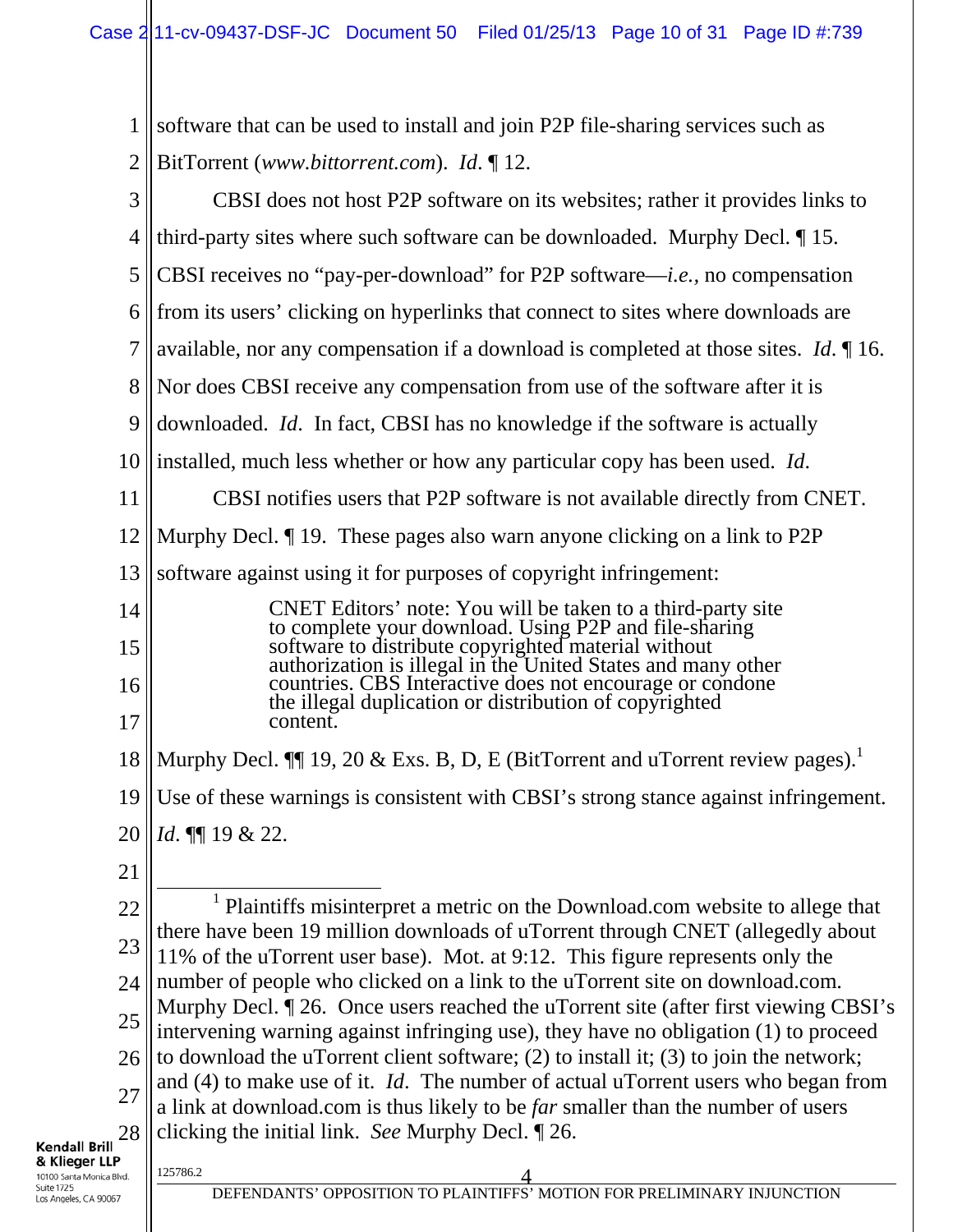software that can be used to install and join P2P file-sharing services such as BitTorrent (*www.bittorrent.com*). *Id*. ¶ 12.

CBSI does not host P2P software on its websites; rather it provides links to third-party sites where such software can be downloaded. Murphy Decl. ¶ 15. CBSI receives no "pay-per-download" for P2P software—*i.e.*, no compensation from its users' clicking on hyperlinks that connect to sites where downloads are available, nor any compensation if a download is completed at those sites. *Id*. ¶ 16. Nor does CBSI receive any compensation from use of the software after it is downloaded. *Id*. In fact, CBSI has no knowledge if the software is actually installed, much less whether or how any particular copy has been used. *Id*.

CBSI notifies users that P2P software is not available directly from CNET. Murphy Decl. ¶ 19. These pages also warn anyone clicking on a link to P2P software against using it for purposes of copyright infringement:

> CNET Editors' note: You will be taken to a third-party site to complete your download. Using P2P and file-sharing software to distribute copyrighted material without authorization is illegal in the United States and many other countries. CBS Interactive does not encourage or condone the illegal duplication or distribution of copyrighted content.

Murphy Decl. ¶¶ 19, 20 & Exs. B, D, E (BitTorrent and uTorrent review pages).[1] Use of these warnings is consistent with CBSI's strong stance against infringement. *Id*. ¶¶ 19 & 22.

---

[1] Plaintiffs misinterpret a metric on the Download.com website to allege that there have been 19 million downloads of uTorrent through CNET (allegedly about 11% of the uTorrent user base). Mot. at 9:12. This figure represents only the number of people who clicked on a link to the uTorrent site on download.com. Murphy Decl. ¶ 26. Once users reached the uTorrent site (after first viewing CBSI's intervening warning against infringing use), they have no obligation (1) to proceed to download the uTorrent client software; (2) to install it; (3) to join the network; and (4) to make use of it. *Id*. The number of actual uTorrent users who began from a link at download.com is thus likely to be *far* smaller than the number of users clicking the initial link. *See* Murphy Decl. ¶ 26.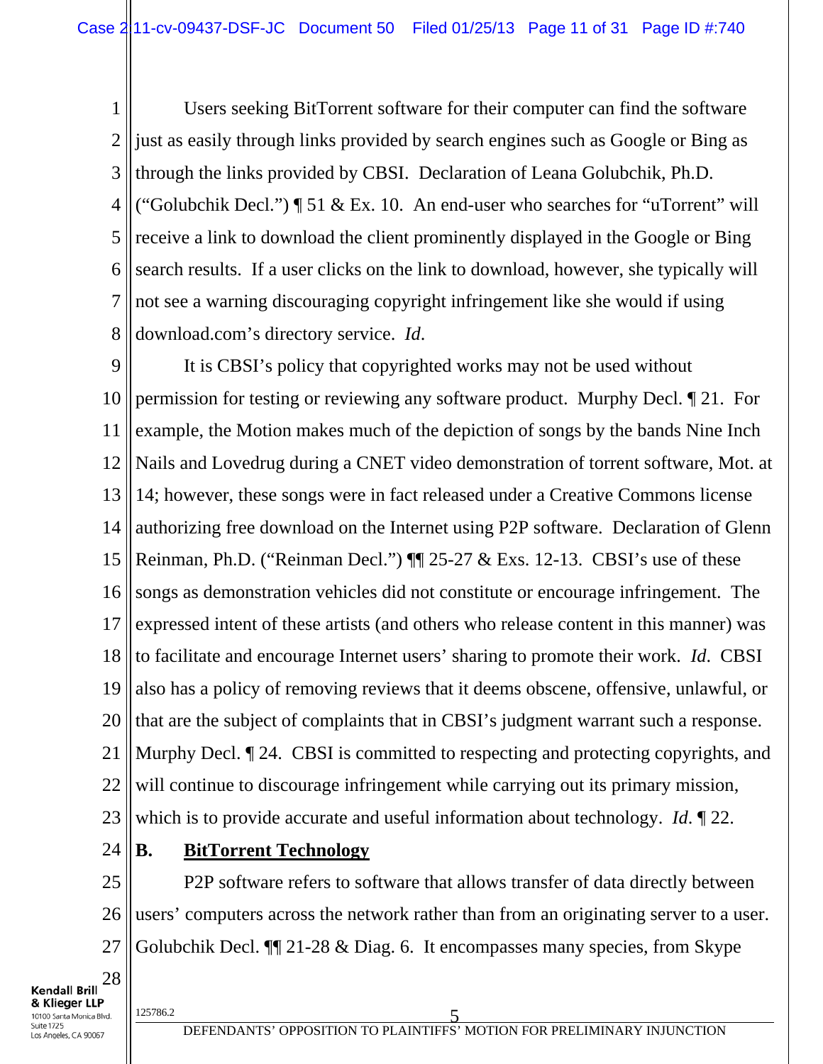Users seeking BitTorrent software for their computer can find the software just as easily through links provided by search engines such as Google or Bing as through the links provided by CBSI. Declaration of Leana Golubchik, Ph.D. ("Golubchik Decl.") ¶ 51 & Ex. 10. An end-user who searches for "uTorrent" will receive a link to download the client prominently displayed in the Google or Bing search results. If a user clicks on the link to download, however, she typically will not see a warning discouraging copyright infringement like she would if using download.com's directory service. *Id.*

It is CBSI's policy that copyrighted works may not be used without permission for testing or reviewing any software product. Murphy Decl. ¶ 21. For example, the Motion makes much of the depiction of songs by the bands Nine Inch Nails and Lovedrug during a CNET video demonstration of torrent software, Mot. at 14; however, these songs were in fact released under a Creative Commons license authorizing free download on the Internet using P2P software. Declaration of Glenn Reinman, Ph.D. ("Reinman Decl.") ¶¶ 25-27 & Exs. 12-13. CBSI's use of these songs as demonstration vehicles did not constitute or encourage infringement. The expressed intent of these artists (and others who release content in this manner) was to facilitate and encourage Internet users' sharing to promote their work. *Id.* CBSI also has a policy of removing reviews that it deems obscene, offensive, unlawful, or that are the subject of complaints that in CBSI's judgment warrant such a response. Murphy Decl. ¶ 24. CBSI is committed to respecting and protecting copyrights, and will continue to discourage infringement while carrying out its primary mission, which is to provide accurate and useful information about technology. *Id.* ¶ 22.

## B. BitTorrent Technology

P2P software refers to software that allows transfer of data directly between users' computers across the network rather than from an originating server to a user. Golubchik Decl. ¶¶ 21-28 & Diag. 6. It encompasses many species, from Skype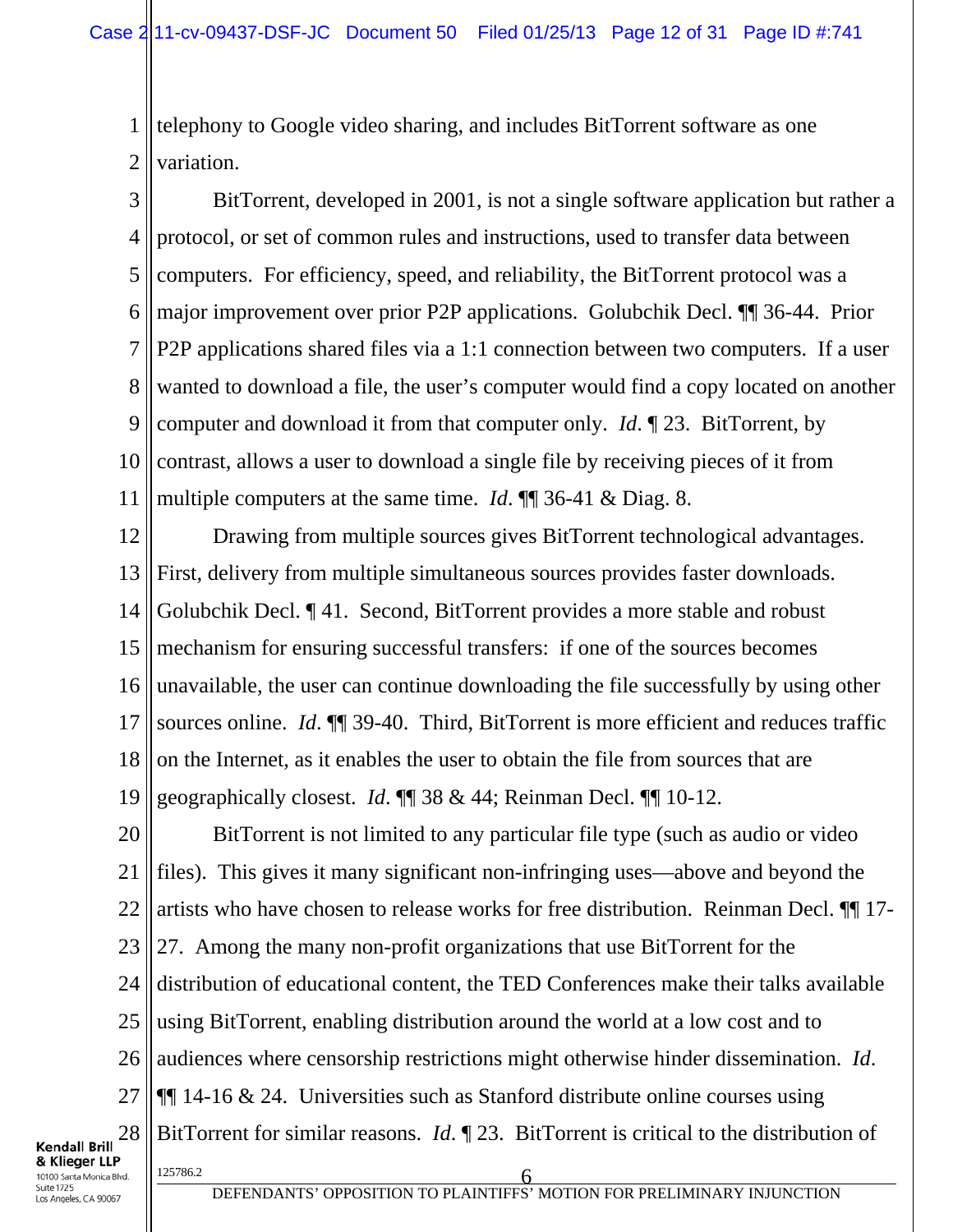telephony to Google video sharing, and includes BitTorrent software as one variation.

BitTorrent, developed in 2001, is not a single software application but rather a protocol, or set of common rules and instructions, used to transfer data between computers. For efficiency, speed, and reliability, the BitTorrent protocol was a major improvement over prior P2P applications. Golubchik Decl. ¶¶ 36-44. Prior P2P applications shared files via a 1:1 connection between two computers. If a user wanted to download a file, the user's computer would find a copy located on another computer and download it from that computer only. *Id.* ¶ 23. BitTorrent, by contrast, allows a user to download a single file by receiving pieces of it from multiple computers at the same time. *Id.* ¶¶ 36-41 & Diag. 8.

Drawing from multiple sources gives BitTorrent technological advantages. First, delivery from multiple simultaneous sources provides faster downloads. Golubchik Decl. ¶ 41. Second, BitTorrent provides a more stable and robust mechanism for ensuring successful transfers: if one of the sources becomes unavailable, the user can continue downloading the file successfully by using other sources online. *Id.* ¶¶ 39-40. Third, BitTorrent is more efficient and reduces traffic on the Internet, as it enables the user to obtain the file from sources that are geographically closest. *Id.* ¶¶ 38 & 44; Reinman Decl. ¶¶ 10-12.

BitTorrent is not limited to any particular file type (such as audio or video files). This gives it many significant non-infringing uses—above and beyond the artists who have chosen to release works for free distribution. Reinman Decl. ¶¶ 17-27. Among the many non-profit organizations that use BitTorrent for the distribution of educational content, the TED Conferences make their talks available using BitTorrent, enabling distribution around the world at a low cost and to audiences where censorship restrictions might otherwise hinder dissemination. *Id.* ¶¶ 14-16 & 24. Universities such as Stanford distribute online courses using BitTorrent for similar reasons. *Id.* ¶ 23. BitTorrent is critical to the distribution of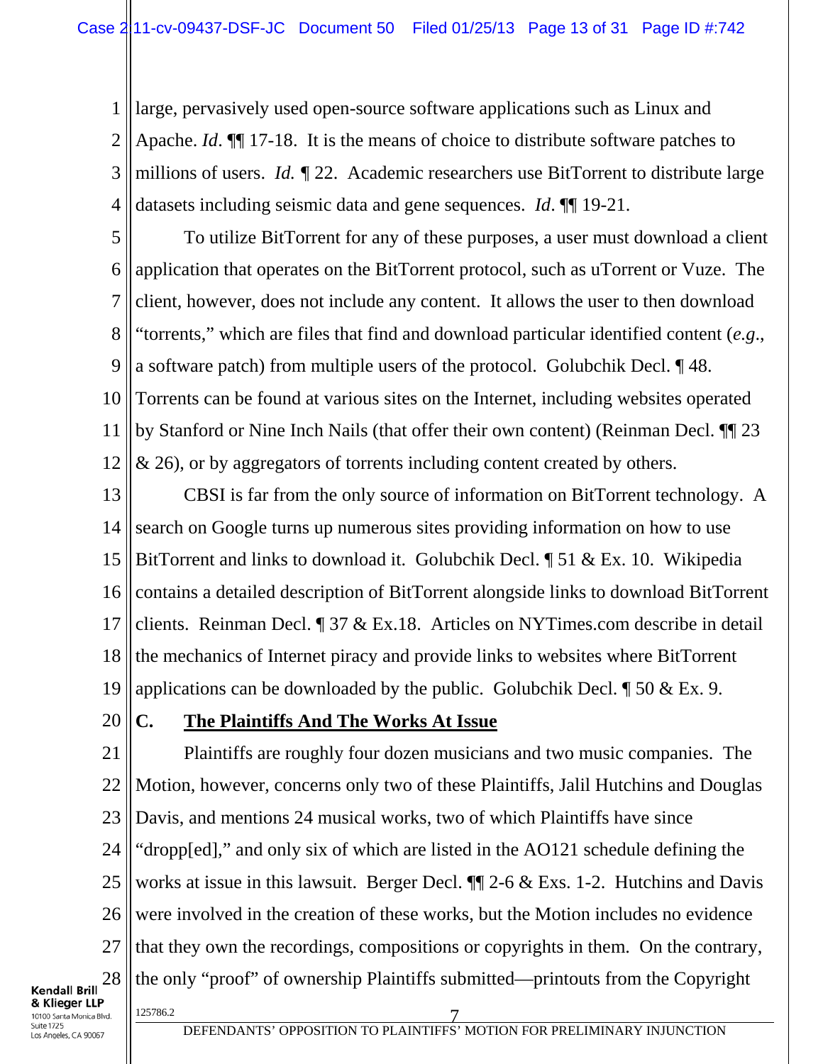large, pervasively used open-source software applications such as Linux and Apache. *Id*. ¶¶ 17-18. It is the means of choice to distribute software patches to millions of users. *Id.* ¶ 22. Academic researchers use BitTorrent to distribute large datasets including seismic data and gene sequences. *Id*. ¶¶ 19-21.

To utilize BitTorrent for any of these purposes, a user must download a client application that operates on the BitTorrent protocol, such as uTorrent or Vuze. The client, however, does not include any content. It allows the user to then download "torrents," which are files that find and download particular identified content (*e.g.*, a software patch) from multiple users of the protocol. Golubchik Decl. ¶ 48. Torrents can be found at various sites on the Internet, including websites operated by Stanford or Nine Inch Nails (that offer their own content) (Reinman Decl. ¶¶ 23 & 26), or by aggregators of torrents including content created by others.

CBSI is far from the only source of information on BitTorrent technology. A search on Google turns up numerous sites providing information on how to use BitTorrent and links to download it. Golubchik Decl. ¶ 51 & Ex. 10. Wikipedia contains a detailed description of BitTorrent alongside links to download BitTorrent clients. Reinman Decl. ¶ 37 & Ex.18. Articles on NYTimes.com describe in detail the mechanics of Internet piracy and provide links to websites where BitTorrent applications can be downloaded by the public. Golubchik Decl. ¶ 50 & Ex. 9.

## C. The Plaintiffs And The Works At Issue

Plaintiffs are roughly four dozen musicians and two music companies. The Motion, however, concerns only two of these Plaintiffs, Jalil Hutchins and Douglas Davis, and mentions 24 musical works, two of which Plaintiffs have since "dropp[ed]," and only six of which are listed in the AO121 schedule defining the works at issue in this lawsuit. Berger Decl. ¶¶ 2-6 & Exs. 1-2. Hutchins and Davis were involved in the creation of these works, but the Motion includes no evidence that they own the recordings, compositions or copyrights in them. On the contrary, the only "proof" of ownership Plaintiffs submitted—printouts from the Copyright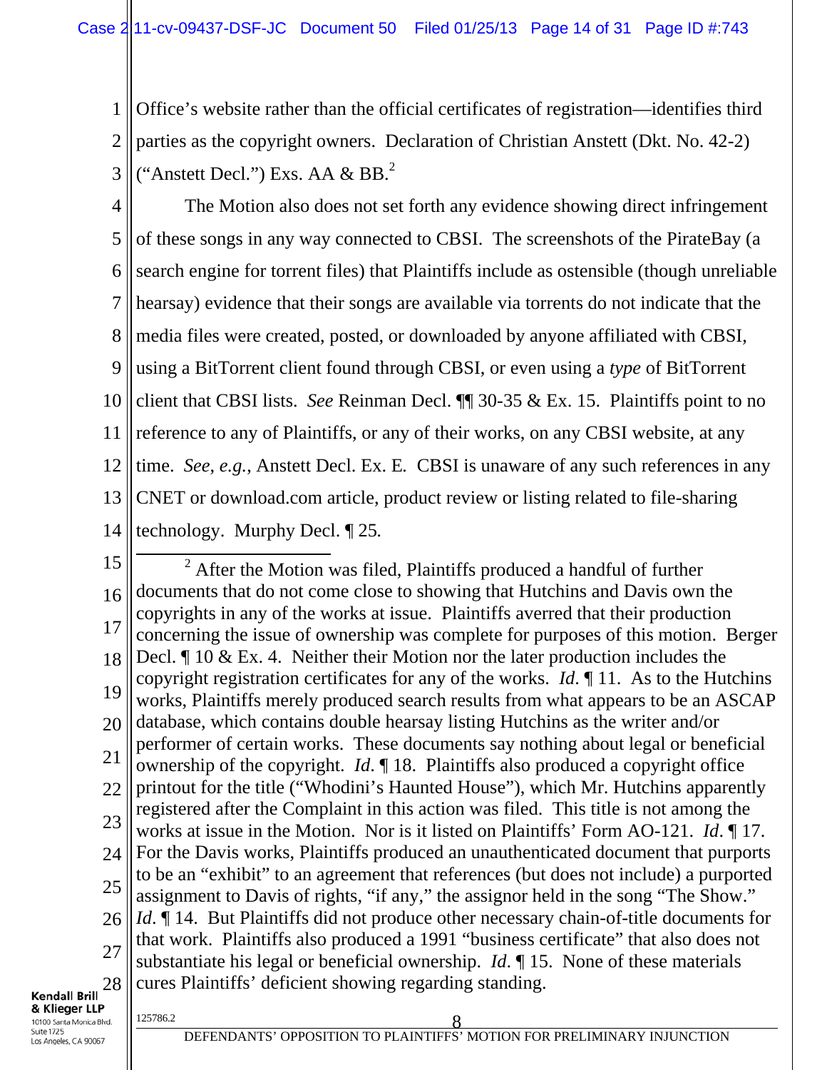Office's website rather than the official certificates of registration—identifies third parties as the copyright owners. Declaration of Christian Anstett (Dkt. No. 42-2) ("Anstett Decl.") Exs. AA & BB.[2]

The Motion also does not set forth any evidence showing direct infringement of these songs in any way connected to CBSI. The screenshots of the PirateBay (a search engine for torrent files) that Plaintiffs include as ostensible (though unreliable hearsay) evidence that their songs are available via torrents do not indicate that the media files were created, posted, or downloaded by anyone affiliated with CBSI, using a BitTorrent client found through CBSI, or even using a *type* of BitTorrent client that CBSI lists. *See* Reinman Decl. ¶¶ 30-35 & Ex. 15. Plaintiffs point to no reference to any of Plaintiffs, or any of their works, on any CBSI website, at any time. *See, e.g.*, Anstett Decl. Ex. E. CBSI is unaware of any such references in any CNET or download.com article, product review or listing related to file-sharing technology. Murphy Decl. ¶ 25.

---

[2] After the Motion was filed, Plaintiffs produced a handful of further documents that do not come close to showing that Hutchins and Davis own the copyrights in any of the works at issue. Plaintiffs averred that their production concerning the issue of ownership was complete for purposes of this motion. Berger Decl. ¶ 10 & Ex. 4. Neither their Motion nor the later production includes the copyright registration certificates for any of the works. *Id.* ¶ 11. As to the Hutchins works, Plaintiffs merely produced search results from what appears to be an ASCAP database, which contains double hearsay listing Hutchins as the writer and/or performer of certain works. These documents say nothing about legal or beneficial ownership of the copyright. *Id.* ¶ 18. Plaintiffs also produced a copyright office printout for the title ("Whodini's Haunted House"), which Mr. Hutchins apparently registered after the Complaint in this action was filed. This title is not among the works at issue in the Motion. Nor is it listed on Plaintiffs' Form AO-121. *Id.* ¶ 17. For the Davis works, Plaintiffs produced an unauthenticated document that purports to be an "exhibit" to an agreement that references (but does not include) a purported assignment to Davis of rights, "if any," the assignor held in the song "The Show." *Id.* ¶ 14. But Plaintiffs did not produce other necessary chain-of-title documents for that work. Plaintiffs also produced a 1991 "business certificate" that also does not substantiate his legal or beneficial ownership. *Id.* ¶ 15. None of these materials cures Plaintiffs' deficient showing regarding standing.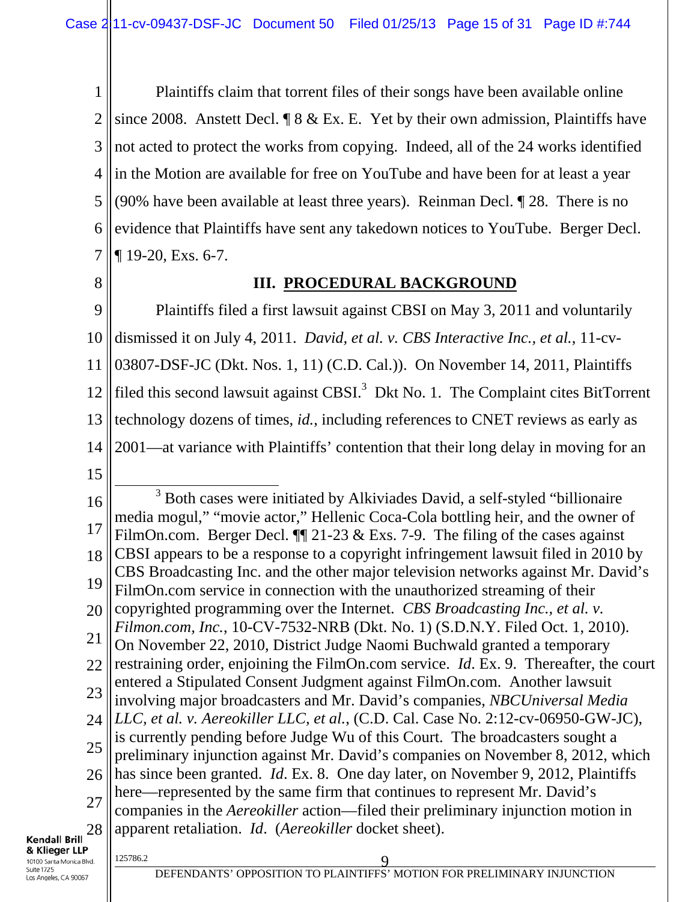Plaintiffs claim that torrent files of their songs have been available online since 2008. Anstett Decl. ¶ 8 & Ex. E. Yet by their own admission, Plaintiffs have not acted to protect the works from copying. Indeed, all of the 24 works identified in the Motion are available for free on YouTube and have been for at least a year (90% have been available at least three years). Reinman Decl. ¶ 28. There is no evidence that Plaintiffs have sent any takedown notices to YouTube. Berger Decl. ¶ 19-20, Exs. 6-7.

## III. PROCEDURAL BACKGROUND

Plaintiffs filed a first lawsuit against CBSI on May 3, 2011 and voluntarily dismissed it on July 4, 2011. *David, et al. v. CBS Interactive Inc., et al.*, 11-cv-03807-DSF-JC (Dkt. Nos. 1, 11) (C.D. Cal.)). On November 14, 2011, Plaintiffs filed this second lawsuit against CBSI.[3] Dkt No. 1. The Complaint cites BitTorrent technology dozens of times, *id.*, including references to CNET reviews as early as 2001—at variance with Plaintiffs' contention that their long delay in moving for an

[3] Both cases were initiated by Alkiviades David, a self-styled "billionaire media mogul," "movie actor," Hellenic Coca-Cola bottling heir, and the owner of FilmOn.com. Berger Decl. ¶¶ 21-23 & Exs. 7-9. The filing of the cases against CBSI appears to be a response to a copyright infringement lawsuit filed in 2010 by CBS Broadcasting Inc. and the other major television networks against Mr. David's FilmOn.com service in connection with the unauthorized streaming of their copyrighted programming over the Internet. *CBS Broadcasting Inc., et al. v. Filmon.com, Inc.*, 10-CV-7532-NRB (Dkt. No. 1) (S.D.N.Y. Filed Oct. 1, 2010). On November 22, 2010, District Judge Naomi Buchwald granted a temporary restraining order, enjoining the FilmOn.com service. *Id*. Ex. 9. Thereafter, the court entered a Stipulated Consent Judgment against FilmOn.com. Another lawsuit involving major broadcasters and Mr. David's companies, *NBCUniversal Media LLC, et al. v. Aereokiller LLC, et al.*, (C.D. Cal. Case No. 2:12-cv-06950-GW-JC), is currently pending before Judge Wu of this Court. The broadcasters sought a preliminary injunction against Mr. David's companies on November 8, 2012, which has since been granted. *Id*. Ex. 8. One day later, on November 9, 2012, Plaintiffs here—represented by the same firm that continues to represent Mr. David's companies in the *Aereokiller* action—filed their preliminary injunction motion in apparent retaliation. *Id*. (*Aereokiller* docket sheet).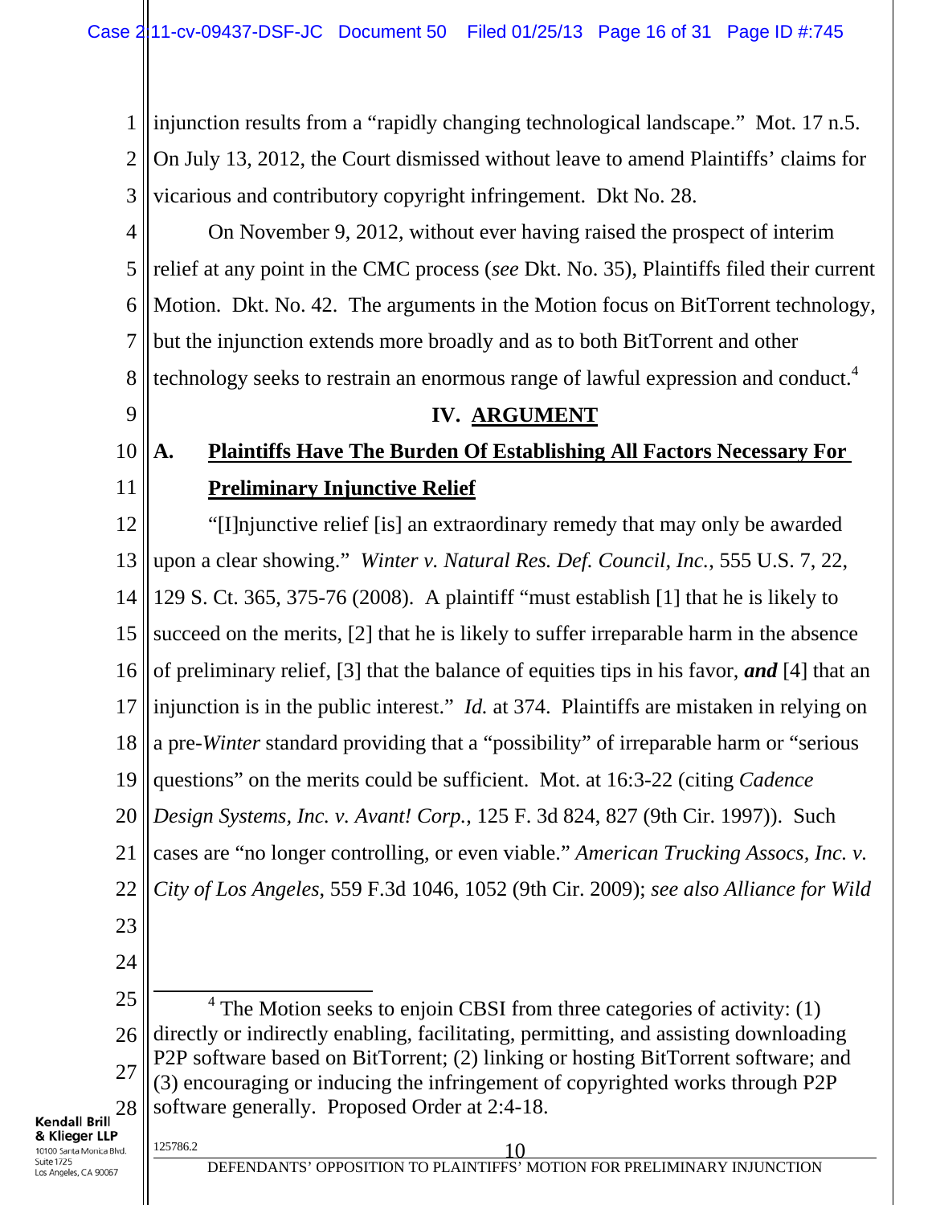injunction results from a "rapidly changing technological landscape." Mot. 17 n.5. On July 13, 2012, the Court dismissed without leave to amend Plaintiffs' claims for vicarious and contributory copyright infringement. Dkt No. 28.

On November 9, 2012, without ever having raised the prospect of interim relief at any point in the CMC process (*see* Dkt. No. 35), Plaintiffs filed their current Motion. Dkt. No. 42. The arguments in the Motion focus on BitTorrent technology, but the injunction extends more broadly and as to both BitTorrent and other technology seeks to restrain an enormous range of lawful expression and conduct.[4]

## IV. ARGUMENT

### A. Plaintiffs Have The Burden Of Establishing All Factors Necessary For Preliminary Injunctive Relief

"[I]njunctive relief [is] an extraordinary remedy that may only be awarded upon a clear showing." *Winter v. Natural Res. Def. Council, Inc.*, 555 U.S. 7, 22, 129 S. Ct. 365, 375-76 (2008). A plaintiff "must establish [1] that he is likely to succeed on the merits, [2] that he is likely to suffer irreparable harm in the absence of preliminary relief, [3] that the balance of equities tips in his favor, ***and*** [4] that an injunction is in the public interest." *Id.* at 374. Plaintiffs are mistaken in relying on a pre-*Winter* standard providing that a "possibility" of irreparable harm or "serious questions" on the merits could be sufficient. Mot. at 16:3-22 (citing *Cadence Design Systems, Inc. v. Avant! Corp.*, 125 F. 3d 824, 827 (9th Cir. 1997)). Such cases are "no longer controlling, or even viable." *American Trucking Assocs, Inc. v. City of Los Angeles*, 559 F.3d 1046, 1052 (9th Cir. 2009); *see also Alliance for Wild*

---

[4] The Motion seeks to enjoin CBSI from three categories of activity: (1) directly or indirectly enabling, facilitating, permitting, and assisting downloading P2P software based on BitTorrent; (2) linking or hosting BitTorrent software; and (3) encouraging or inducing the infringement of copyrighted works through P2P software generally. Proposed Order at 2:4-18.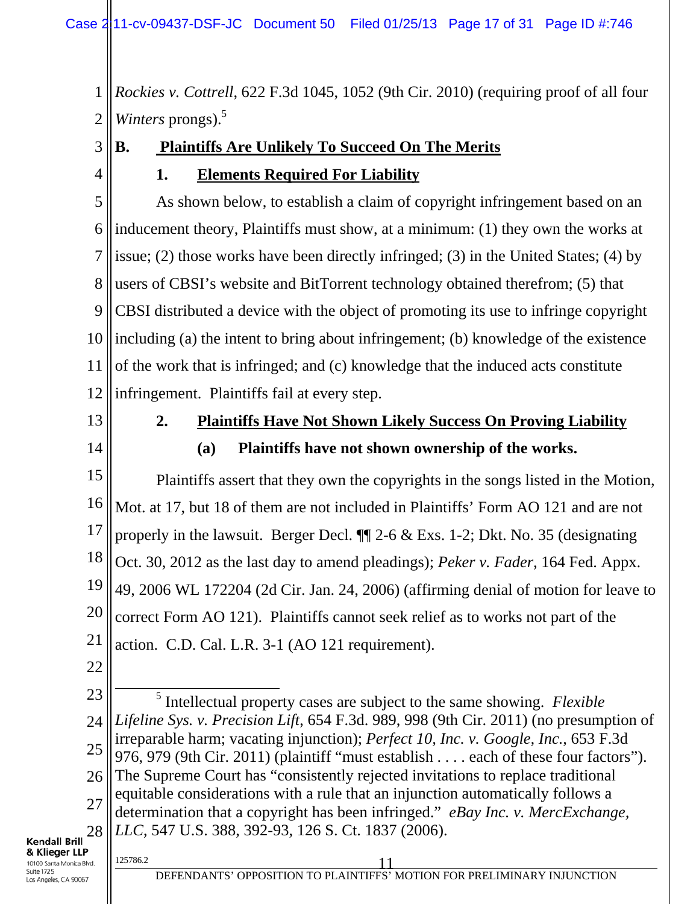*Rockies v. Cottrell*, 622 F.3d 1045, 1052 (9th Cir. 2010) (requiring proof of all four *Winters* prongs).[5]

## B. Plaintiffs Are Unlikely To Succeed On The Merits

### 1. Elements Required For Liability

As shown below, to establish a claim of copyright infringement based on an inducement theory, Plaintiffs must show, at a minimum: (1) they own the works at issue; (2) those works have been directly infringed; (3) in the United States; (4) by users of CBSI's website and BitTorrent technology obtained therefrom; (5) that CBSI distributed a device with the object of promoting its use to infringe copyright including (a) the intent to bring about infringement; (b) knowledge of the existence of the work that is infringed; and (c) knowledge that the induced acts constitute infringement. Plaintiffs fail at every step.

### 2. Plaintiffs Have Not Shown Likely Success On Proving Liability

#### (a) Plaintiffs have not shown ownership of the works.

Plaintiffs assert that they own the copyrights in the songs listed in the Motion, Mot. at 17, but 18 of them are not included in Plaintiffs' Form AO 121 and are not properly in the lawsuit. Berger Decl. ¶¶ 2-6 & Exs. 1-2; Dkt. No. 35 (designating Oct. 30, 2012 as the last day to amend pleadings); *Peker v. Fader*, 164 Fed. Appx. 49, 2006 WL 172204 (2d Cir. Jan. 24, 2006) (affirming denial of motion for leave to correct Form AO 121). Plaintiffs cannot seek relief as to works not part of the action. C.D. Cal. L.R. 3-1 (AO 121 requirement).

---

[5] Intellectual property cases are subject to the same showing. *Flexible Lifeline Sys. v. Precision Lift*, 654 F.3d. 989, 998 (9th Cir. 2011) (no presumption of irreparable harm; vacating injunction); *Perfect 10, Inc. v. Google, Inc.*, 653 F.3d 976, 979 (9th Cir. 2011) (plaintiff "must establish . . . . each of these four factors"). The Supreme Court has "consistently rejected invitations to replace traditional equitable considerations with a rule that an injunction automatically follows a determination that a copyright has been infringed." *eBay Inc. v. MercExchange, LLC*, 547 U.S. 388, 392-93, 126 S. Ct. 1837 (2006).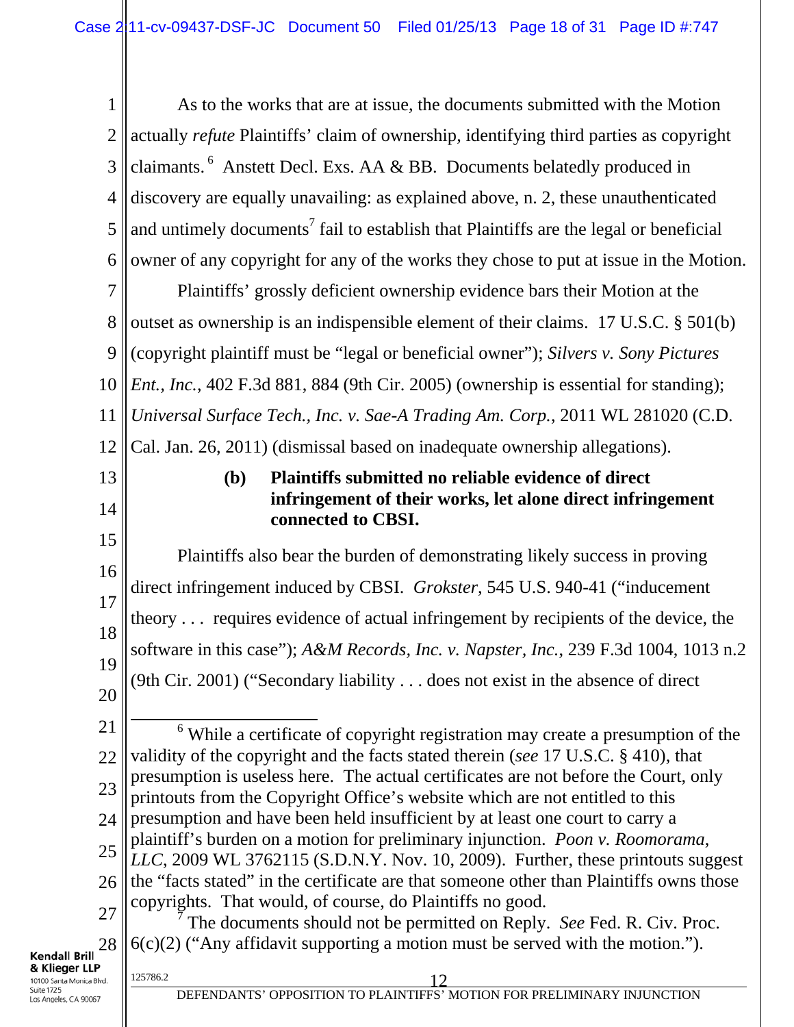As to the works that are at issue, the documents submitted with the Motion actually *refute* Plaintiffs' claim of ownership, identifying third parties as copyright claimants.[6] Anstett Decl. Exs. AA & BB. Documents belatedly produced in discovery are equally unavailing: as explained above, n. 2, these unauthenticated and untimely documents[7] fail to establish that Plaintiffs are the legal or beneficial owner of any copyright for any of the works they chose to put at issue in the Motion.

Plaintiffs' grossly deficient ownership evidence bars their Motion at the outset as ownership is an indispensible element of their claims. 17 U.S.C. § 501(b) (copyright plaintiff must be "legal or beneficial owner"); *Silvers v. Sony Pictures Ent., Inc.*, 402 F.3d 881, 884 (9th Cir. 2005) (ownership is essential for standing); *Universal Surface Tech., Inc. v. Sae-A Trading Am. Corp.*, 2011 WL 281020 (C.D. Cal. Jan. 26, 2011) (dismissal based on inadequate ownership allegations).

**(b) Plaintiffs submitted no reliable evidence of direct infringement of their works, let alone direct infringement connected to CBSI.**

Plaintiffs also bear the burden of demonstrating likely success in proving direct infringement induced by CBSI. *Grokster*, 545 U.S. 940-41 ("inducement theory . . . requires evidence of actual infringement by recipients of the device, the software in this case"); *A&M Records, Inc. v. Napster, Inc.*, 239 F.3d 1004, 1013 n.2 (9th Cir. 2001) ("Secondary liability . . . does not exist in the absence of direct

---

[6] While a certificate of copyright registration may create a presumption of the validity of the copyright and the facts stated therein (*see* 17 U.S.C. § 410), that presumption is useless here. The actual certificates are not before the Court, only printouts from the Copyright Office's website which are not entitled to this presumption and have been held insufficient by at least one court to carry a plaintiff's burden on a motion for preliminary injunction. *Poon v. Roomorama, LLC*, 2009 WL 3762115 (S.D.N.Y. Nov. 10, 2009). Further, these printouts suggest the "facts stated" in the certificate are that someone other than Plaintiffs owns those copyrights. That would, of course, do Plaintiffs no good.

[7] The documents should not be permitted on Reply. *See* Fed. R. Civ. Proc. 6(c)(2) ("Any affidavit supporting a motion must be served with the motion.").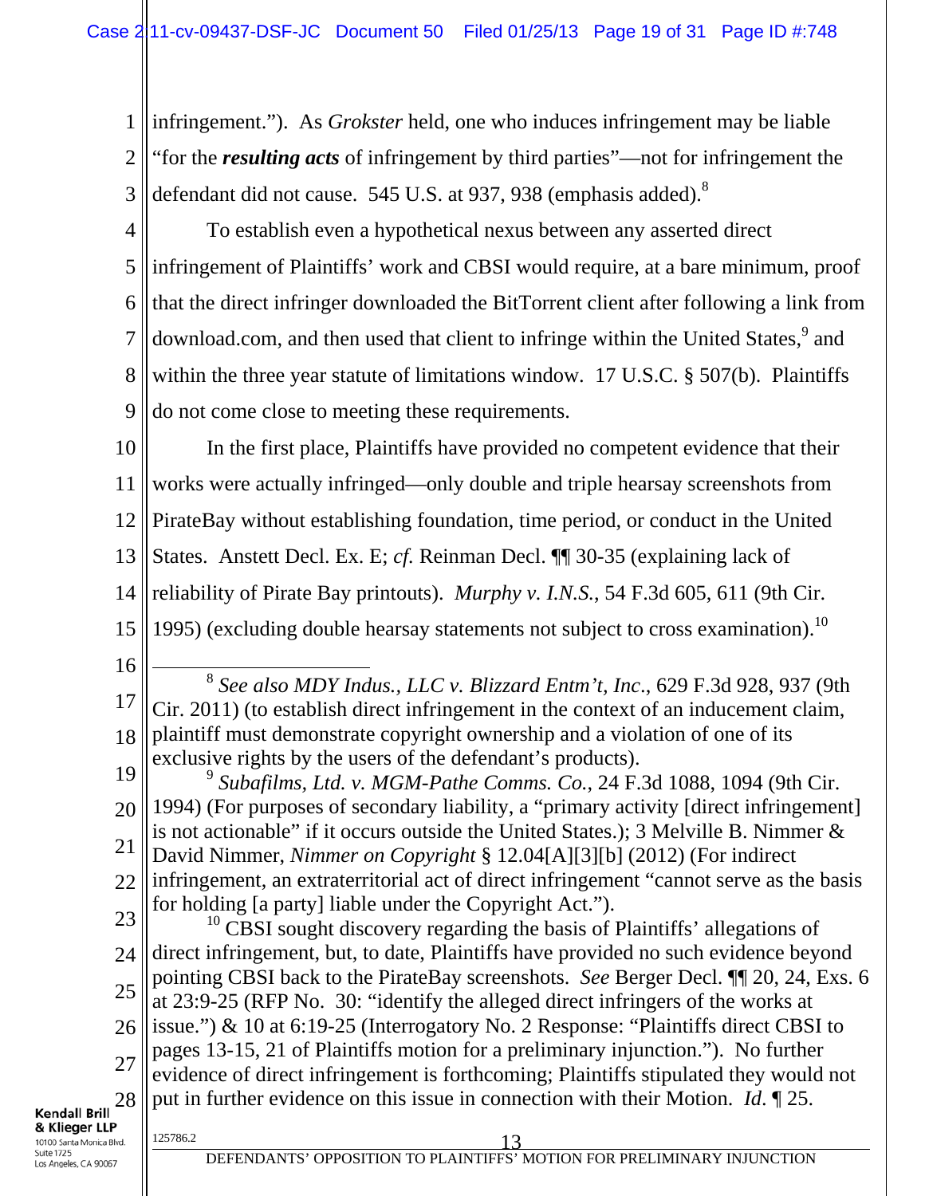infringement."). As *Grokster* held, one who induces infringement may be liable "for the ***resulting acts*** of infringement by third parties"—not for infringement the defendant did not cause. 545 U.S. at 937, 938 (emphasis added).[8]

To establish even a hypothetical nexus between any asserted direct infringement of Plaintiffs' work and CBSI would require, at a bare minimum, proof that the direct infringer downloaded the BitTorrent client after following a link from download.com, and then used that client to infringe within the United States,[9] and within the three year statute of limitations window. 17 U.S.C. § 507(b). Plaintiffs do not come close to meeting these requirements.

In the first place, Plaintiffs have provided no competent evidence that their works were actually infringed—only double and triple hearsay screenshots from PirateBay without establishing foundation, time period, or conduct in the United States. Anstett Decl. Ex. E; *cf.* Reinman Decl. ¶¶ 30-35 (explaining lack of reliability of Pirate Bay printouts). *Murphy v. I.N.S.*, 54 F.3d 605, 611 (9th Cir. 1995) (excluding double hearsay statements not subject to cross examination).[10]

---

[8] *See also MDY Indus., LLC v. Blizzard Entm't, Inc.*, 629 F.3d 928, 937 (9th Cir. 2011) (to establish direct infringement in the context of an inducement claim, plaintiff must demonstrate copyright ownership and a violation of one of its exclusive rights by the users of the defendant's products).

[9] *Subafilms, Ltd. v. MGM-Pathe Comms. Co.*, 24 F.3d 1088, 1094 (9th Cir. 1994) (For purposes of secondary liability, a "primary activity [direct infringement] is not actionable" if it occurs outside the United States.); 3 Melville B. Nimmer & David Nimmer, *Nimmer on Copyright* § 12.04[A][3][b] (2012) (For indirect infringement, an extraterritorial act of direct infringement "cannot serve as the basis for holding [a party] liable under the Copyright Act.").

[10] CBSI sought discovery regarding the basis of Plaintiffs' allegations of direct infringement, but, to date, Plaintiffs have provided no such evidence beyond pointing CBSI back to the PirateBay screenshots. *See* Berger Decl. ¶¶ 20, 24, Exs. 6 at 23:9-25 (RFP No. 30: "identify the alleged direct infringers of the works at issue.") & 10 at 6:19-25 (Interrogatory No. 2 Response: "Plaintiffs direct CBSI to pages 13-15, 21 of Plaintiffs motion for a preliminary injunction."). No further evidence of direct infringement is forthcoming; Plaintiffs stipulated they would not put in further evidence on this issue in connection with their Motion. *Id.* ¶ 25.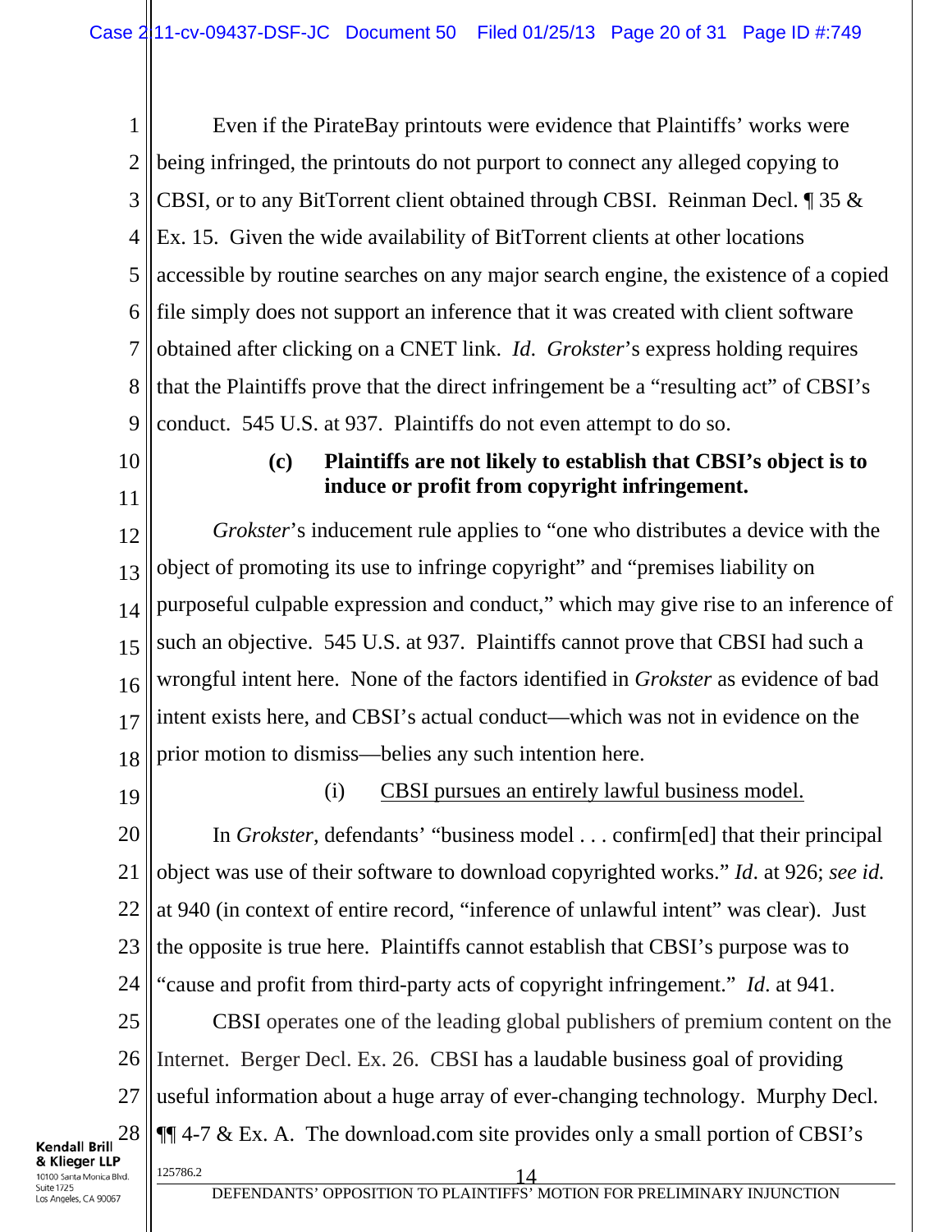Even if the PirateBay printouts were evidence that Plaintiffs' works were being infringed, the printouts do not purport to connect any alleged copying to CBSI, or to any BitTorrent client obtained through CBSI. Reinman Decl. ¶ 35 & Ex. 15. Given the wide availability of BitTorrent clients at other locations accessible by routine searches on any major search engine, the existence of a copied file simply does not support an inference that it was created with client software obtained after clicking on a CNET link. *Id*. *Grokster*'s express holding requires that the Plaintiffs prove that the direct infringement be a "resulting act" of CBSI's conduct. 545 U.S. at 937. Plaintiffs do not even attempt to do so.

**(c) Plaintiffs are not likely to establish that CBSI's object is to induce or profit from copyright infringement.**

*Grokster*'s inducement rule applies to "one who distributes a device with the object of promoting its use to infringe copyright" and "premises liability on purposeful culpable expression and conduct," which may give rise to an inference of such an objective. 545 U.S. at 937. Plaintiffs cannot prove that CBSI had such a wrongful intent here. None of the factors identified in *Grokster* as evidence of bad intent exists here, and CBSI's actual conduct—which was not in evidence on the prior motion to dismiss—belies any such intention here.

(i) <u>CBSI pursues an entirely lawful business model.</u>

In *Grokster*, defendants' "business model . . . confirm[ed] that their principal object was use of their software to download copyrighted works." *Id*. at 926; *see id.* at 940 (in context of entire record, "inference of unlawful intent" was clear). Just the opposite is true here. Plaintiffs cannot establish that CBSI's purpose was to "cause and profit from third-party acts of copyright infringement." *Id*. at 941.

CBSI operates one of the leading global publishers of premium content on the Internet. Berger Decl. Ex. 26. CBSI has a laudable business goal of providing useful information about a huge array of ever-changing technology. Murphy Decl. ¶¶ 4-7 & Ex. A. The download.com site provides only a small portion of CBSI's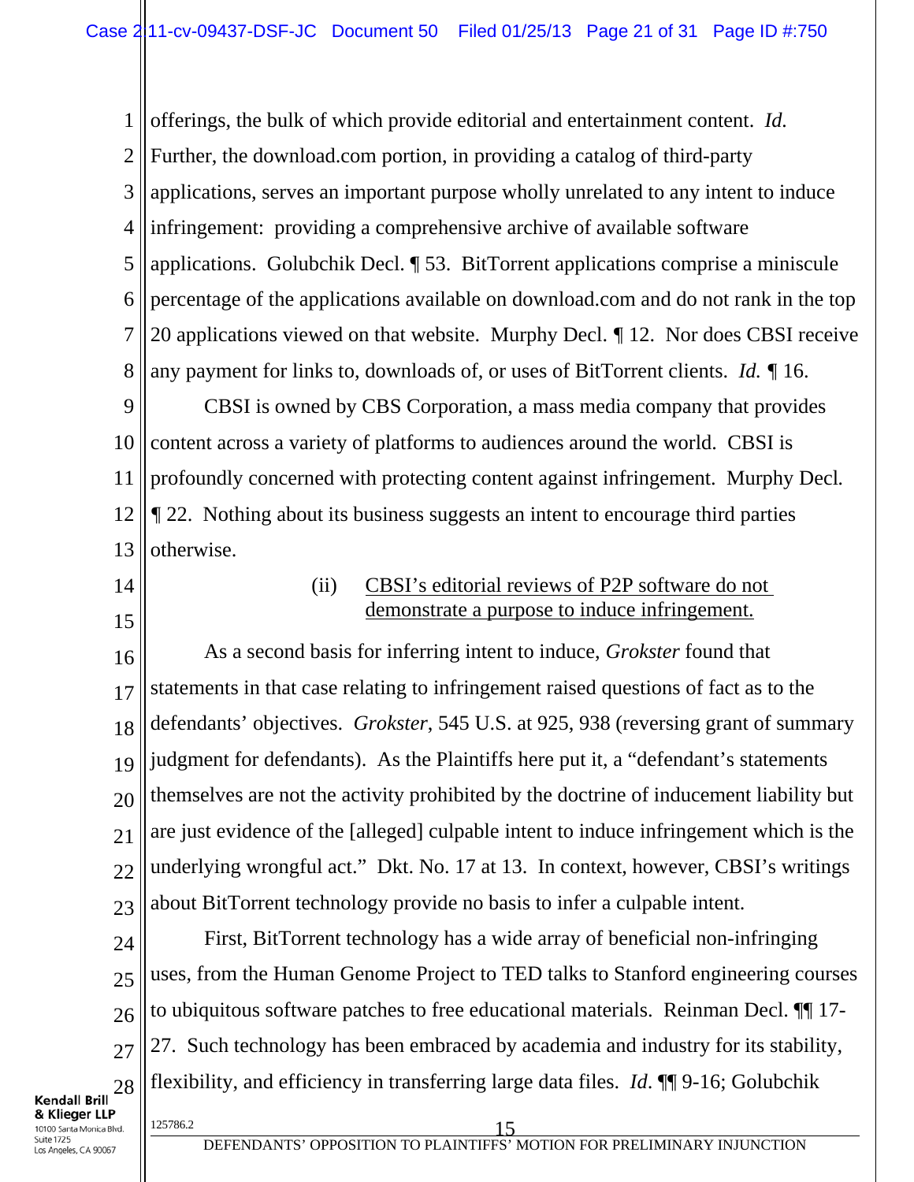offerings, the bulk of which provide editorial and entertainment content. *Id.* Further, the download.com portion, in providing a catalog of third-party applications, serves an important purpose wholly unrelated to any intent to induce infringement: providing a comprehensive archive of available software applications. Golubchik Decl. ¶ 53. BitTorrent applications comprise a miniscule percentage of the applications available on download.com and do not rank in the top 20 applications viewed on that website. Murphy Decl. ¶ 12. Nor does CBSI receive any payment for links to, downloads of, or uses of BitTorrent clients. *Id.* ¶ 16.

CBSI is owned by CBS Corporation, a mass media company that provides content across a variety of platforms to audiences around the world. CBSI is profoundly concerned with protecting content against infringement. Murphy Decl. ¶ 22. Nothing about its business suggests an intent to encourage third parties otherwise.

(ii) <u>CBSI's editorial reviews of P2P software do not demonstrate a purpose to induce infringement.</u>

As a second basis for inferring intent to induce, *Grokster* found that statements in that case relating to infringement raised questions of fact as to the defendants' objectives. *Grokster*, 545 U.S. at 925, 938 (reversing grant of summary judgment for defendants). As the Plaintiffs here put it, a "defendant's statements themselves are not the activity prohibited by the doctrine of inducement liability but are just evidence of the [alleged] culpable intent to induce infringement which is the underlying wrongful act." Dkt. No. 17 at 13. In context, however, CBSI's writings about BitTorrent technology provide no basis to infer a culpable intent.

First, BitTorrent technology has a wide array of beneficial non-infringing uses, from the Human Genome Project to TED talks to Stanford engineering courses to ubiquitous software patches to free educational materials. Reinman Decl. ¶¶ 17-27. Such technology has been embraced by academia and industry for its stability, flexibility, and efficiency in transferring large data files. *Id.* ¶¶ 9-16; Golubchik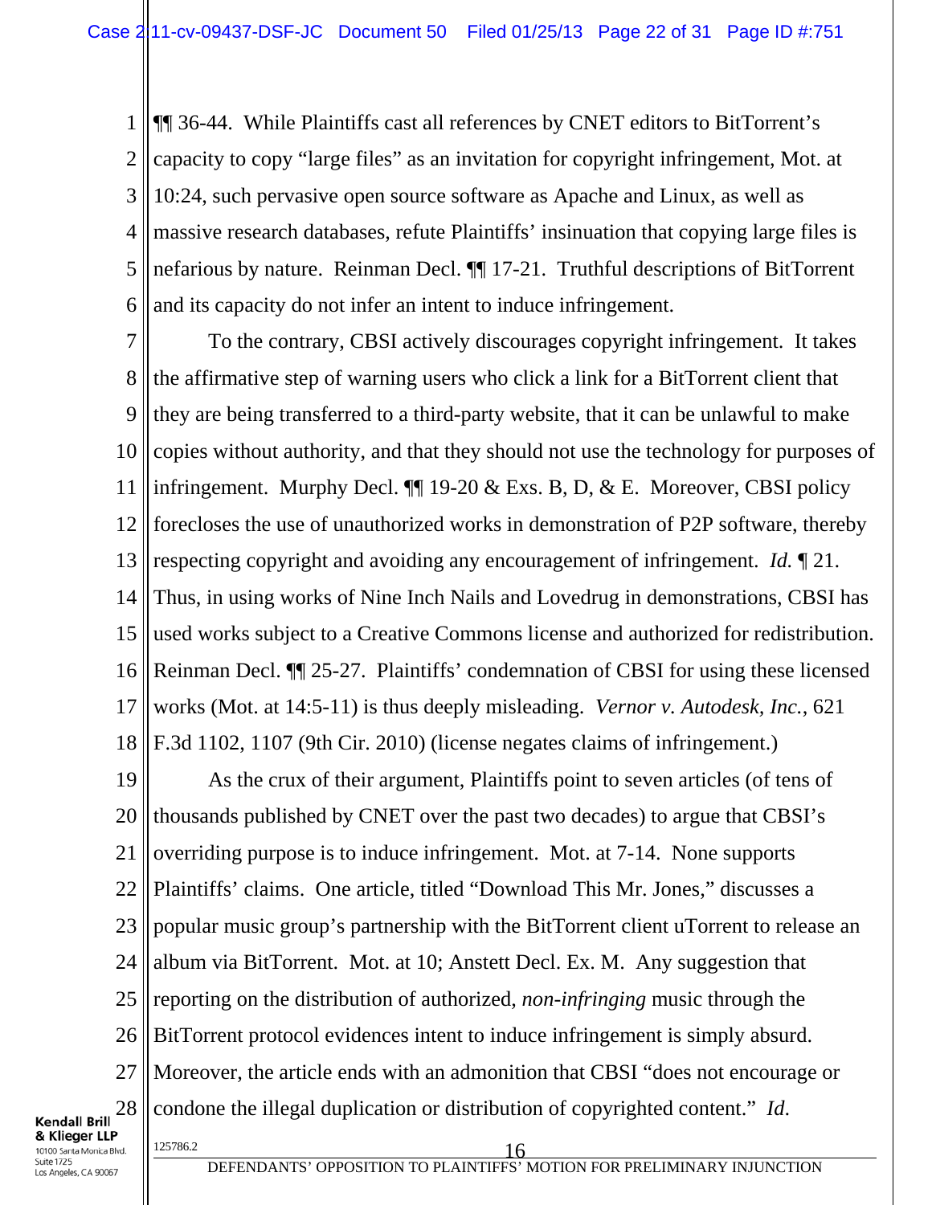¶¶ 36-44. While Plaintiffs cast all references by CNET editors to BitTorrent's capacity to copy "large files" as an invitation for copyright infringement, Mot. at 10:24, such pervasive open source software as Apache and Linux, as well as massive research databases, refute Plaintiffs' insinuation that copying large files is nefarious by nature. Reinman Decl. ¶¶ 17-21. Truthful descriptions of BitTorrent and its capacity do not infer an intent to induce infringement.

To the contrary, CBSI actively discourages copyright infringement. It takes the affirmative step of warning users who click a link for a BitTorrent client that they are being transferred to a third-party website, that it can be unlawful to make copies without authority, and that they should not use the technology for purposes of infringement. Murphy Decl. ¶¶ 19-20 & Exs. B, D, & E. Moreover, CBSI policy forecloses the use of unauthorized works in demonstration of P2P software, thereby respecting copyright and avoiding any encouragement of infringement. *Id.* ¶ 21. Thus, in using works of Nine Inch Nails and Lovedrug in demonstrations, CBSI has used works subject to a Creative Commons license and authorized for redistribution. Reinman Decl. ¶¶ 25-27. Plaintiffs' condemnation of CBSI for using these licensed works (Mot. at 14:5-11) is thus deeply misleading. *Vernor v. Autodesk, Inc.*, 621 F.3d 1102, 1107 (9th Cir. 2010) (license negates claims of infringement.)

As the crux of their argument, Plaintiffs point to seven articles (of tens of thousands published by CNET over the past two decades) to argue that CBSI's overriding purpose is to induce infringement. Mot. at 7-14. None supports Plaintiffs' claims. One article, titled "Download This Mr. Jones," discusses a popular music group's partnership with the BitTorrent client uTorrent to release an album via BitTorrent. Mot. at 10; Anstett Decl. Ex. M. Any suggestion that reporting on the distribution of authorized, *non-infringing* music through the BitTorrent protocol evidences intent to induce infringement is simply absurd. Moreover, the article ends with an admonition that CBSI "does not encourage or condone the illegal duplication or distribution of copyrighted content." *Id.*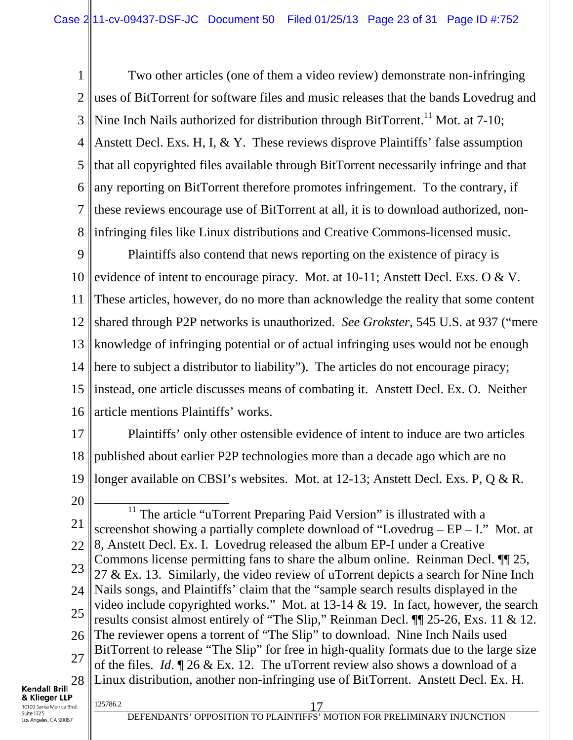Two other articles (one of them a video review) demonstrate non-infringing uses of BitTorrent for software files and music releases that the bands Lovedrug and Nine Inch Nails authorized for distribution through BitTorrent.[11] Mot. at 7-10; Anstett Decl. Exs. H, I, & Y. These reviews disprove Plaintiffs' false assumption that all copyrighted files available through BitTorrent necessarily infringe and that any reporting on BitTorrent therefore promotes infringement. To the contrary, if these reviews encourage use of BitTorrent at all, it is to download authorized, non-infringing files like Linux distributions and Creative Commons-licensed music.

Plaintiffs also contend that news reporting on the existence of piracy is evidence of intent to encourage piracy. Mot. at 10-11; Anstett Decl. Exs. O & V. These articles, however, do no more than acknowledge the reality that some content shared through P2P networks is unauthorized. *See Grokster*, 545 U.S. at 937 ("mere knowledge of infringing potential or of actual infringing uses would not be enough here to subject a distributor to liability"). The articles do not encourage piracy; instead, one article discusses means of combating it. Anstett Decl. Ex. O. Neither article mentions Plaintiffs' works.

Plaintiffs' only other ostensible evidence of intent to induce are two articles published about earlier P2P technologies more than a decade ago which are no longer available on CBSI's websites. Mot. at 12-13; Anstett Decl. Exs. P, Q & R.

---

[11] The article "uTorrent Preparing Paid Version" is illustrated with a screenshot showing a partially complete download of "Lovedrug – EP – I." Mot. at 8, Anstett Decl. Ex. I. Lovedrug released the album EP-I under a Creative Commons license permitting fans to share the album online. Reinman Decl. ¶¶ 25, 27 & Ex. 13. Similarly, the video review of uTorrent depicts a search for Nine Inch Nails songs, and Plaintiffs' claim that the "sample search results displayed in the video include copyrighted works." Mot. at 13-14 & 19. In fact, however, the search results consist almost entirely of "The Slip," Reinman Decl. ¶¶ 25-26, Exs. 11 & 12. The reviewer opens a torrent of "The Slip" to download. Nine Inch Nails used BitTorrent to release "The Slip" for free in high-quality formats due to the large size of the files. *Id*. ¶ 26 & Ex. 12. The uTorrent review also shows a download of a Linux distribution, another non-infringing use of BitTorrent. Anstett Decl. Ex. H.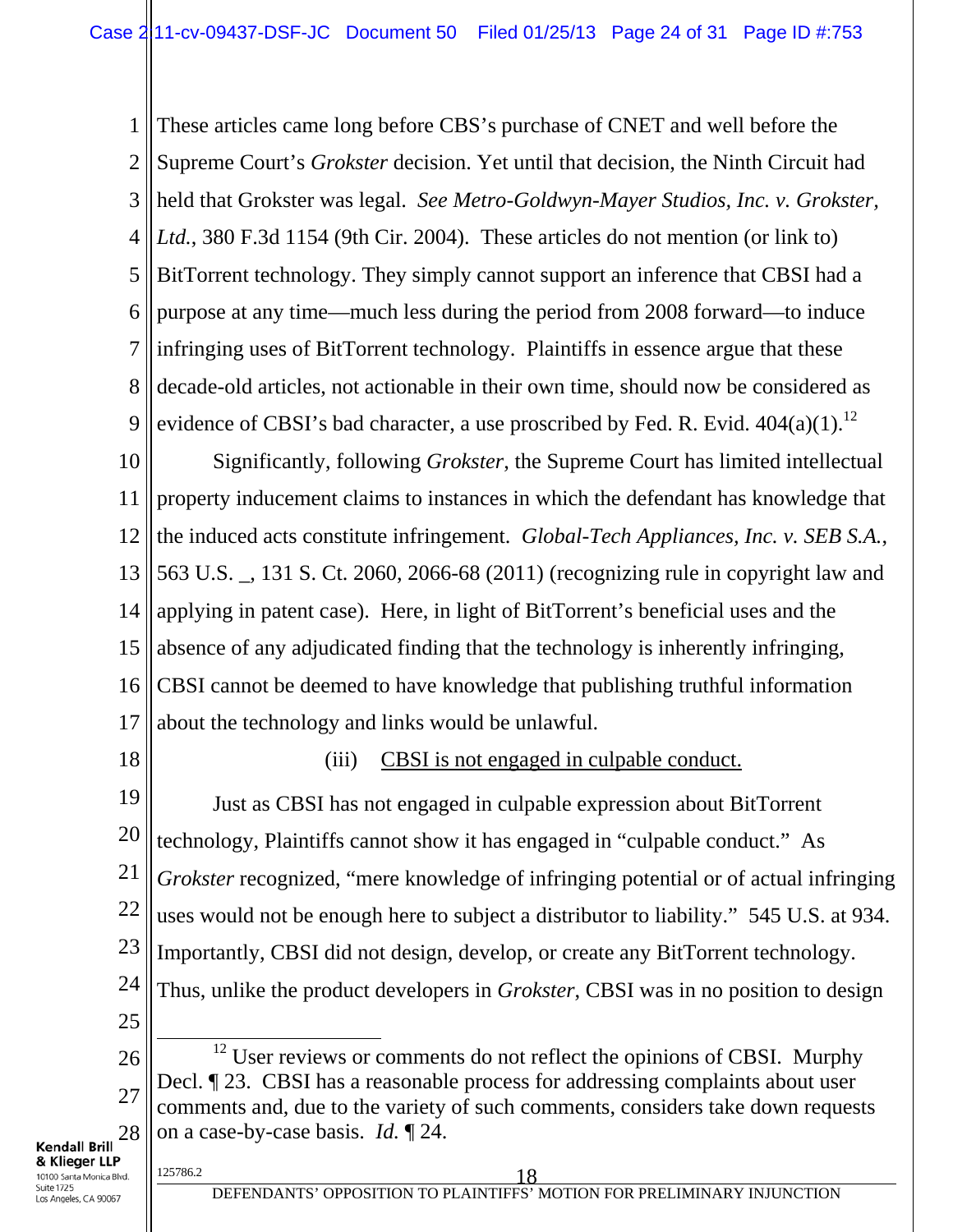These articles came long before CBS's purchase of CNET and well before the Supreme Court's *Grokster* decision. Yet until that decision, the Ninth Circuit had held that Grokster was legal. *See Metro-Goldwyn-Mayer Studios, Inc. v. Grokster, Ltd.*, 380 F.3d 1154 (9th Cir. 2004). These articles do not mention (or link to) BitTorrent technology. They simply cannot support an inference that CBSI had a purpose at any time—much less during the period from 2008 forward—to induce infringing uses of BitTorrent technology. Plaintiffs in essence argue that these decade-old articles, not actionable in their own time, should now be considered as evidence of CBSI's bad character, a use proscribed by Fed. R. Evid. 404(a)(1).[12]

Significantly, following *Grokster*, the Supreme Court has limited intellectual property inducement claims to instances in which the defendant has knowledge that the induced acts constitute infringement. *Global-Tech Appliances, Inc. v. SEB S.A.*, 563 U.S. _, 131 S. Ct. 2060, 2066-68 (2011) (recognizing rule in copyright law and applying in patent case). Here, in light of BitTorrent's beneficial uses and the absence of any adjudicated finding that the technology is inherently infringing, CBSI cannot be deemed to have knowledge that publishing truthful information about the technology and links would be unlawful.

(iii) <u>CBSI is not engaged in culpable conduct.</u>

Just as CBSI has not engaged in culpable expression about BitTorrent technology, Plaintiffs cannot show it has engaged in "culpable conduct." As *Grokster* recognized, "mere knowledge of infringing potential or of actual infringing uses would not be enough here to subject a distributor to liability." 545 U.S. at 934. Importantly, CBSI did not design, develop, or create any BitTorrent technology. Thus, unlike the product developers in *Grokster*, CBSI was in no position to design

---

[12] User reviews or comments do not reflect the opinions of CBSI. Murphy Decl. ¶ 23. CBSI has a reasonable process for addressing complaints about user comments and, due to the variety of such comments, considers take down requests on a case-by-case basis. *Id.* ¶ 24.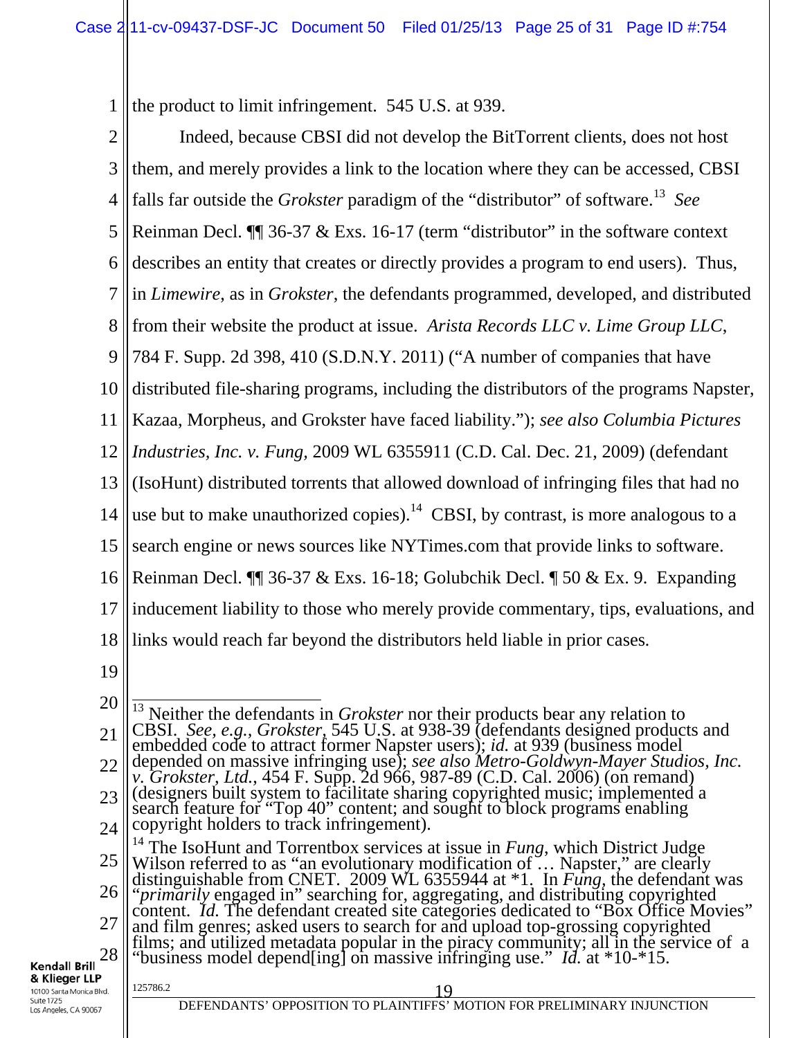the product to limit infringement. 545 U.S. at 939.

Indeed, because CBSI did not develop the BitTorrent clients, does not host them, and merely provides a link to the location where they can be accessed, CBSI falls far outside the *Grokster* paradigm of the "distributor" of software.[13] *See* Reinman Decl. ¶¶ 36-37 & Exs. 16-17 (term "distributor" in the software context describes an entity that creates or directly provides a program to end users). Thus, in *Limewire*, as in *Grokster*, the defendants programmed, developed, and distributed from their website the product at issue. *Arista Records LLC v. Lime Group LLC*, 784 F. Supp. 2d 398, 410 (S.D.N.Y. 2011) ("A number of companies that have distributed file-sharing programs, including the distributors of the programs Napster, Kazaa, Morpheus, and Grokster have faced liability."); *see also Columbia Pictures Industries, Inc. v. Fung,* 2009 WL 6355911 (C.D. Cal. Dec. 21, 2009) (defendant (IsoHunt) distributed torrents that allowed download of infringing files that had no use but to make unauthorized copies).[14] CBSI, by contrast, is more analogous to a search engine or news sources like NYTimes.com that provide links to software. Reinman Decl. ¶¶ 36-37 & Exs. 16-18; Golubchik Decl. ¶ 50 & Ex. 9. Expanding inducement liability to those who merely provide commentary, tips, evaluations, and links would reach far beyond the distributors held liable in prior cases.

---

[13] Neither the defendants in *Grokster* nor their products bear any relation to CBSI. *See, e.g., Grokster*, 545 U.S. at 938-39 (defendants designed products and embedded code to attract former Napster users); *id.* at 939 (business model depended on massive infringing use); *see also Metro-Goldwyn-Mayer Studios, Inc. v. Grokster, Ltd.*, 454 F. Supp. 2d 966, 987-89 (C.D. Cal. 2006) (on remand) (designers built system to facilitate sharing copyrighted music; implemented a search feature for "Top 40" content; and sought to block programs enabling copyright holders to track infringement).

[14] The IsoHunt and Torrentbox services at issue in *Fung*, which District Judge Wilson referred to as "an evolutionary modification of … Napster," are clearly distinguishable from CNET. 2009 WL 6355944 at *1. In *Fung*, the defendant was "*primarily* engaged in" searching for, aggregating, and distributing copyrighted content. *Id.* The defendant created site categories dedicated to "Box Office Movies" and film genres; asked users to search for and upload top-grossing copyrighted films; and utilized metadata popular in the piracy community; all in the service of a "business model depend[ing] on massive infringing use." *Id.* at *10-*15.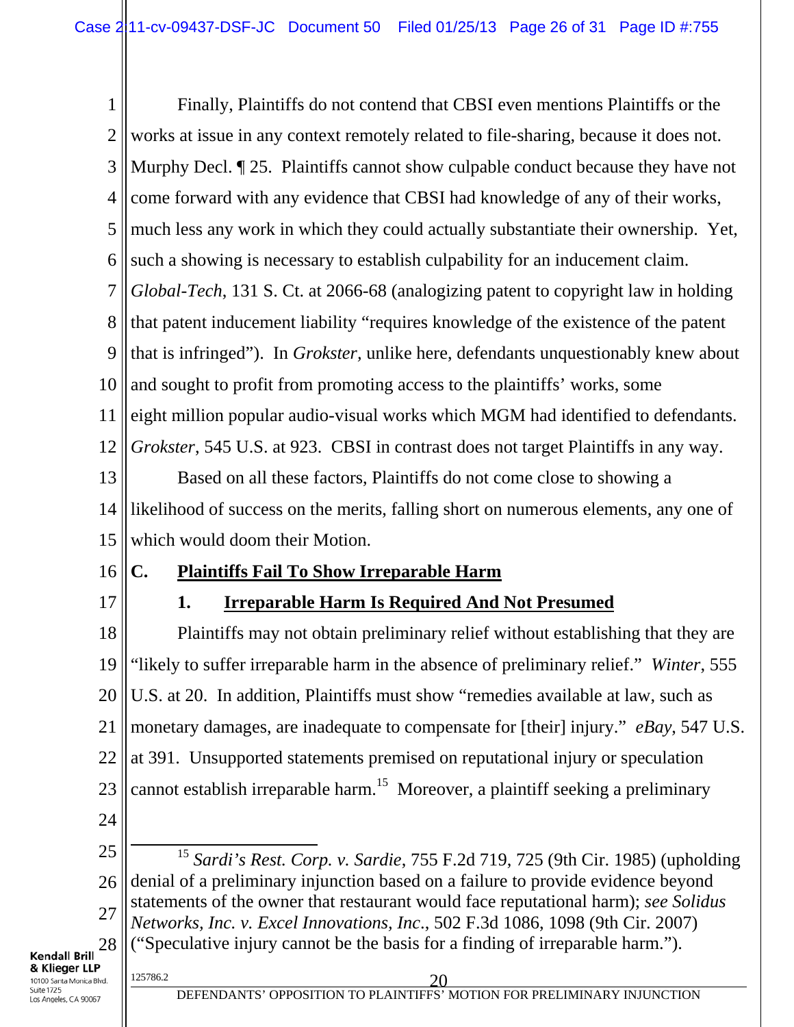Finally, Plaintiffs do not contend that CBSI even mentions Plaintiffs or the works at issue in any context remotely related to file-sharing, because it does not. Murphy Decl. ¶ 25. Plaintiffs cannot show culpable conduct because they have not come forward with any evidence that CBSI had knowledge of any of their works, much less any work in which they could actually substantiate their ownership. Yet, such a showing is necessary to establish culpability for an inducement claim. *Global-Tech*, 131 S. Ct. at 2066-68 (analogizing patent to copyright law in holding that patent inducement liability "requires knowledge of the existence of the patent that is infringed"). In *Grokster,* unlike here, defendants unquestionably knew about and sought to profit from promoting access to the plaintiffs' works, some eight million popular audio-visual works which MGM had identified to defendants. *Grokster*, 545 U.S. at 923. CBSI in contrast does not target Plaintiffs in any way.

Based on all these factors, Plaintiffs do not come close to showing a likelihood of success on the merits, falling short on numerous elements, any one of which would doom their Motion.

## C. Plaintiffs Fail To Show Irreparable Harm

### 1. Irreparable Harm Is Required And Not Presumed

Plaintiffs may not obtain preliminary relief without establishing that they are "likely to suffer irreparable harm in the absence of preliminary relief." *Winter*, 555 U.S. at 20. In addition, Plaintiffs must show "remedies available at law, such as monetary damages, are inadequate to compensate for [their] injury." *eBay*, 547 U.S. at 391. Unsupported statements premised on reputational injury or speculation cannot establish irreparable harm.[15] Moreover, a plaintiff seeking a preliminary

---

[15] *Sardi's Rest. Corp. v. Sardie*, 755 F.2d 719, 725 (9th Cir. 1985) (upholding denial of a preliminary injunction based on a failure to provide evidence beyond statements of the owner that restaurant would face reputational harm); *see Solidus Networks, Inc. v. Excel Innovations, Inc*., 502 F.3d 1086, 1098 (9th Cir. 2007) ("Speculative injury cannot be the basis for a finding of irreparable harm.").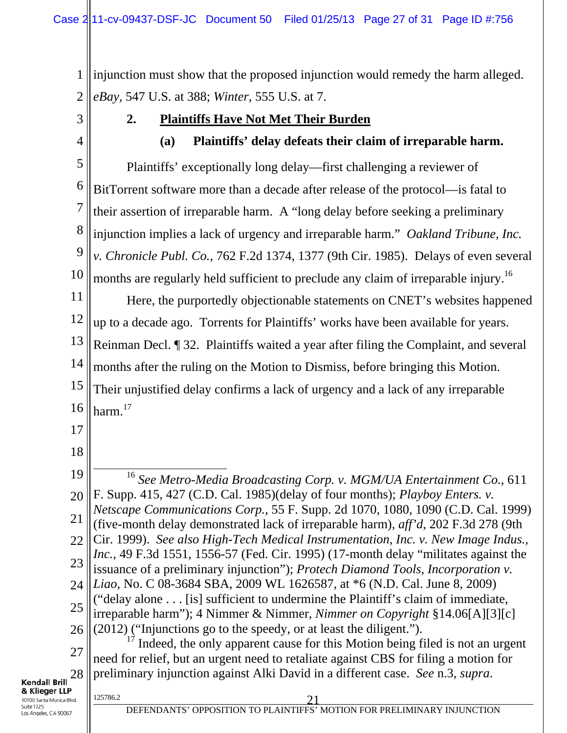injunction must show that the proposed injunction would remedy the harm alleged. *eBay*, 547 U.S. at 388; *Winter*, 555 U.S. at 7.

### 2. **Plaintiffs Have Not Met Their Burden**

#### (a) **Plaintiffs' delay defeats their claim of irreparable harm.**

Plaintiffs' exceptionally long delay—first challenging a reviewer of BitTorrent software more than a decade after release of the protocol—is fatal to their assertion of irreparable harm. A "long delay before seeking a preliminary injunction implies a lack of urgency and irreparable harm." *Oakland Tribune, Inc. v. Chronicle Publ. Co.*, 762 F.2d 1374, 1377 (9th Cir. 1985). Delays of even several months are regularly held sufficient to preclude any claim of irreparable injury.[16]

Here, the purportedly objectionable statements on CNET's websites happened up to a decade ago. Torrents for Plaintiffs' works have been available for years. Reinman Decl. ¶ 32. Plaintiffs waited a year after filing the Complaint, and several months after the ruling on the Motion to Dismiss, before bringing this Motion. Their unjustified delay confirms a lack of urgency and a lack of any irreparable harm.[17]

---

[16] *See Metro-Media Broadcasting Corp. v. MGM/UA Entertainment Co.*, 611 F. Supp. 415, 427 (C.D. Cal. 1985)(delay of four months); *Playboy Enters. v. Netscape Communications Corp.*, 55 F. Supp. 2d 1070, 1080, 1090 (C.D. Cal. 1999) (five-month delay demonstrated lack of irreparable harm), *aff'd*, 202 F.3d 278 (9th Cir. 1999). *See also High-Tech Medical Instrumentation, Inc. v. New Image Indus., Inc.*, 49 F.3d 1551, 1556-57 (Fed. Cir. 1995) (17-month delay "militates against the issuance of a preliminary injunction"); *Protech Diamond Tools, Incorporation v. Liao*, No. C 08-3684 SBA, 2009 WL 1626587, at *6 (N.D. Cal. June 8, 2009) ("delay alone . . . [is] sufficient to undermine the Plaintiff's claim of immediate, irreparable harm"); 4 Nimmer & Nimmer, *Nimmer on Copyright* §14.06[A][3][c] (2012) ("Injunctions go to the speedy, or at least the diligent.").

[17] Indeed, the only apparent cause for this Motion being filed is not an urgent need for relief, but an urgent need to retaliate against CBS for filing a motion for preliminary injunction against Alki David in a different case. *See* n.3, *supra*.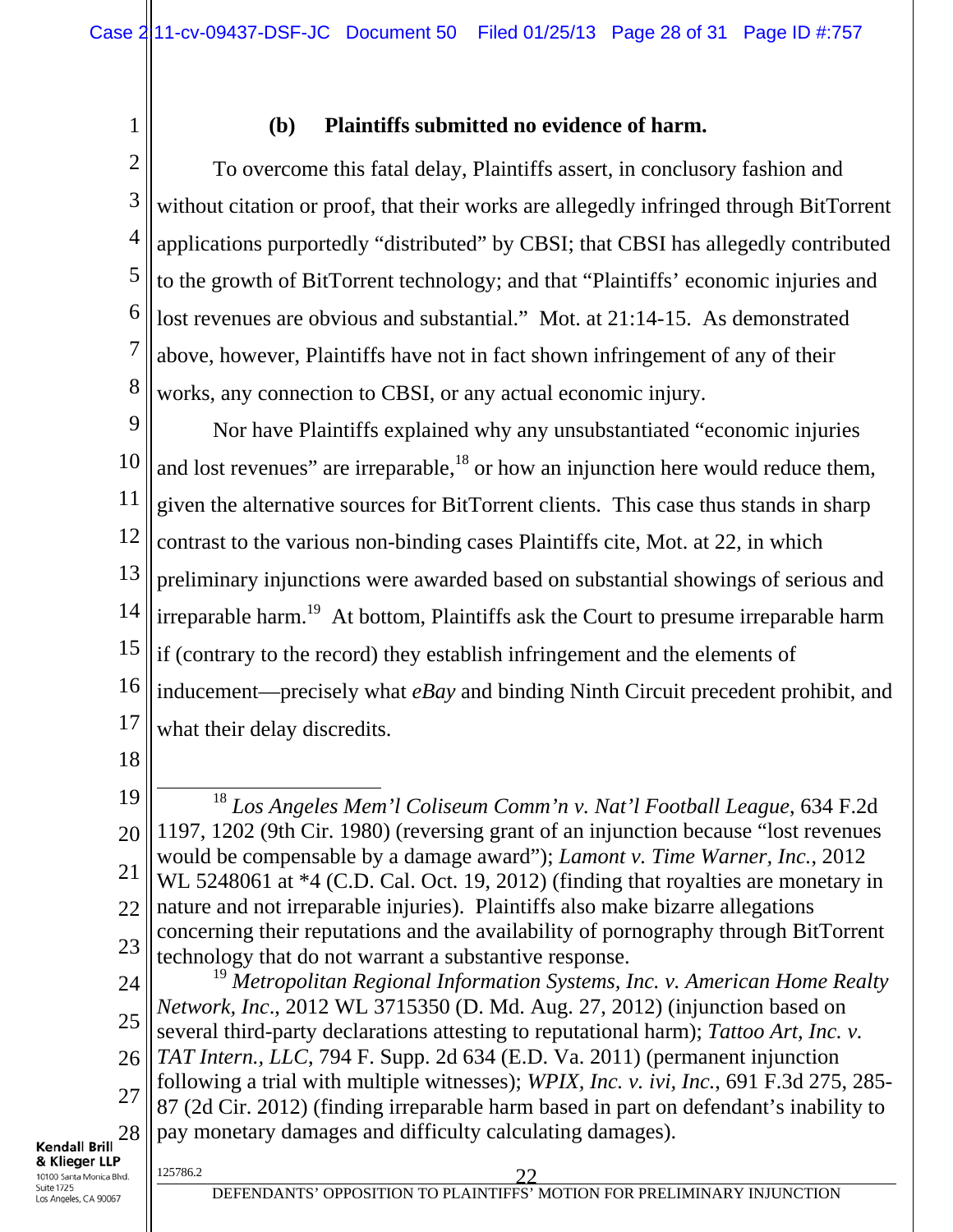### (b) Plaintiffs submitted no evidence of harm.

To overcome this fatal delay, Plaintiffs assert, in conclusory fashion and without citation or proof, that their works are allegedly infringed through BitTorrent applications purportedly "distributed" by CBSI; that CBSI has allegedly contributed to the growth of BitTorrent technology; and that "Plaintiffs' economic injuries and lost revenues are obvious and substantial." Mot. at 21:14-15. As demonstrated above, however, Plaintiffs have not in fact shown infringement of any of their works, any connection to CBSI, or any actual economic injury.

Nor have Plaintiffs explained why any unsubstantiated "economic injuries and lost revenues" are irreparable,[18] or how an injunction here would reduce them, given the alternative sources for BitTorrent clients. This case thus stands in sharp contrast to the various non-binding cases Plaintiffs cite, Mot. at 22, in which preliminary injunctions were awarded based on substantial showings of serious and irreparable harm.[19] At bottom, Plaintiffs ask the Court to presume irreparable harm if (contrary to the record) they establish infringement and the elements of inducement—precisely what *eBay* and binding Ninth Circuit precedent prohibit, and what their delay discredits.

---

[18] *Los Angeles Mem'l Coliseum Comm'n v. Nat'l Football League*, 634 F.2d 1197, 1202 (9th Cir. 1980) (reversing grant of an injunction because "lost revenues would be compensable by a damage award"); *Lamont v. Time Warner, Inc.*, 2012 WL 5248061 at *4 (C.D. Cal. Oct. 19, 2012) (finding that royalties are monetary in nature and not irreparable injuries). Plaintiffs also make bizarre allegations concerning their reputations and the availability of pornography through BitTorrent technology that do not warrant a substantive response.

[19] *Metropolitan Regional Information Systems, Inc. v. American Home Realty Network, Inc*., 2012 WL 3715350 (D. Md. Aug. 27, 2012) (injunction based on several third-party declarations attesting to reputational harm); *Tattoo Art, Inc. v. TAT Intern., LLC*, 794 F. Supp. 2d 634 (E.D. Va. 2011) (permanent injunction following a trial with multiple witnesses); *WPIX, Inc. v. ivi, Inc.*, 691 F.3d 275, 285-87 (2d Cir. 2012) (finding irreparable harm based in part on defendant's inability to pay monetary damages and difficulty calculating damages).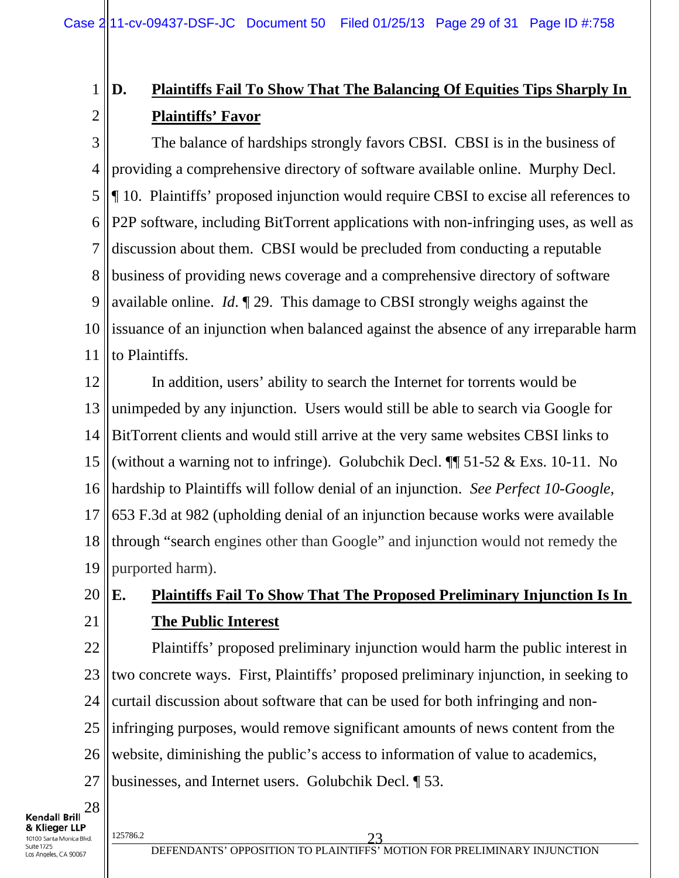### D. Plaintiffs Fail To Show That The Balancing Of Equities Tips Sharply In Plaintiffs' Favor

The balance of hardships strongly favors CBSI. CBSI is in the business of providing a comprehensive directory of software available online. Murphy Decl. ¶ 10. Plaintiffs' proposed injunction would require CBSI to excise all references to P2P software, including BitTorrent applications with non-infringing uses, as well as discussion about them. CBSI would be precluded from conducting a reputable business of providing news coverage and a comprehensive directory of software available online. *Id*. ¶ 29. This damage to CBSI strongly weighs against the issuance of an injunction when balanced against the absence of any irreparable harm to Plaintiffs.

In addition, users' ability to search the Internet for torrents would be unimpeded by any injunction. Users would still be able to search via Google for BitTorrent clients and would still arrive at the very same websites CBSI links to (without a warning not to infringe). Golubchik Decl. ¶¶ 51-52 & Exs. 10-11. No hardship to Plaintiffs will follow denial of an injunction. *See Perfect 10-Google*, 653 F.3d at 982 (upholding denial of an injunction because works were available through "search engines other than Google" and injunction would not remedy the purported harm).

### E. Plaintiffs Fail To Show That The Proposed Preliminary Injunction Is In The Public Interest

Plaintiffs' proposed preliminary injunction would harm the public interest in two concrete ways. First, Plaintiffs' proposed preliminary injunction, in seeking to curtail discussion about software that can be used for both infringing and non-infringing purposes, would remove significant amounts of news content from the website, diminishing the public's access to information of value to academics, businesses, and Internet users. Golubchik Decl. ¶ 53.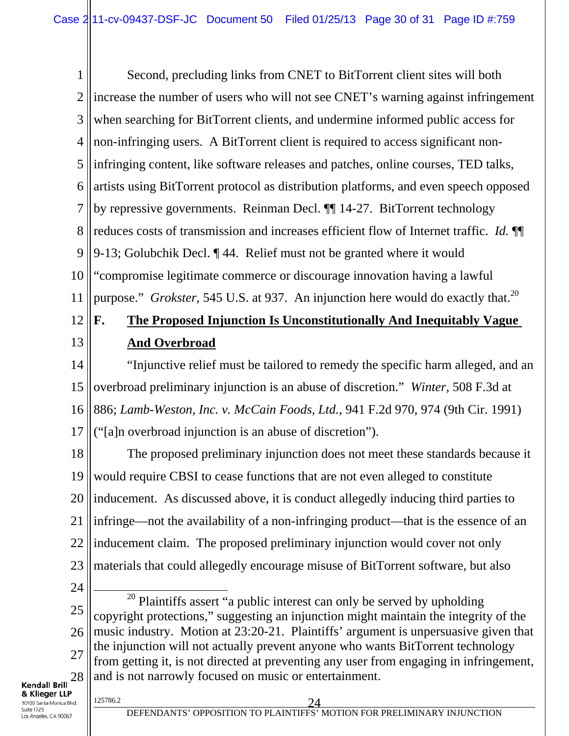Second, precluding links from CNET to BitTorrent client sites will both increase the number of users who will not see CNET's warning against infringement when searching for BitTorrent clients, and undermine informed public access for non-infringing users. A BitTorrent client is required to access significant non-infringing content, like software releases and patches, online courses, TED talks, artists using BitTorrent protocol as distribution platforms, and even speech opposed by repressive governments. Reinman Decl. ¶¶ 14-27. BitTorrent technology reduces costs of transmission and increases efficient flow of Internet traffic. *Id.* ¶¶ 9-13; Golubchik Decl. ¶ 44. Relief must not be granted where it would "compromise legitimate commerce or discourage innovation having a lawful purpose." *Grokster*, 545 U.S. at 937. An injunction here would do exactly that.[20]

## F. **The Proposed Injunction Is Unconstitutionally And Inequitably Vague And Overbroad**

"Injunctive relief must be tailored to remedy the specific harm alleged, and an overbroad preliminary injunction is an abuse of discretion." *Winter*, 508 F.3d at 886; *Lamb-Weston, Inc. v. McCain Foods, Ltd.*, 941 F.2d 970, 974 (9th Cir. 1991) ("[a]n overbroad injunction is an abuse of discretion").

The proposed preliminary injunction does not meet these standards because it would require CBSI to cease functions that are not even alleged to constitute inducement. As discussed above, it is conduct allegedly inducing third parties to infringe—not the availability of a non-infringing product—that is the essence of an inducement claim. The proposed preliminary injunction would cover not only materials that could allegedly encourage misuse of BitTorrent software, but also

---

[20] Plaintiffs assert "a public interest can only be served by upholding copyright protections," suggesting an injunction might maintain the integrity of the music industry. Motion at 23:20-21. Plaintiffs' argument is unpersuasive given that the injunction will not actually prevent anyone who wants BitTorrent technology from getting it, is not directed at preventing any user from engaging in infringement, and is not narrowly focused on music or entertainment.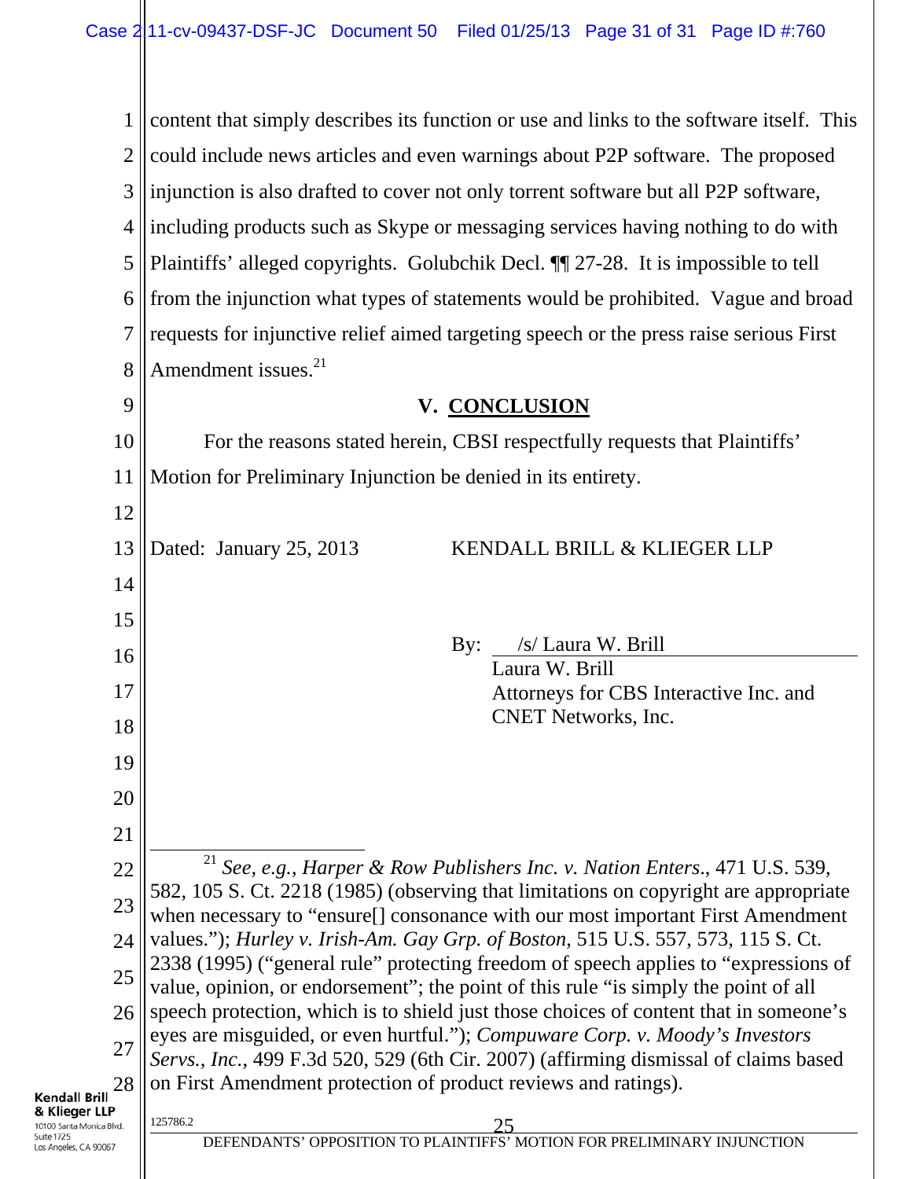content that simply describes its function or use and links to the software itself. This could include news articles and even warnings about P2P software. The proposed injunction is also drafted to cover not only torrent software but all P2P software, including products such as Skype or messaging services having nothing to do with Plaintiffs' alleged copyrights. Golubchik Decl. ¶¶ 27-28. It is impossible to tell from the injunction what types of statements would be prohibited. Vague and broad requests for injunctive relief aimed targeting speech or the press raise serious First Amendment issues.[21]

## V. CONCLUSION

For the reasons stated herein, CBSI respectfully requests that Plaintiffs' Motion for Preliminary Injunction be denied in its entirety.

Dated: January 25, 2013

KENDALL BRILL & KLIEGER LLP

By: /s/ Laura W. Brill
Laura W. Brill
Attorneys for CBS Interactive Inc. and CNET Networks, Inc.

---

[21] *See, e.g.*, *Harper & Row Publishers Inc. v. Nation Enters*., 471 U.S. 539, 582, 105 S. Ct. 2218 (1985) (observing that limitations on copyright are appropriate when necessary to "ensure[] consonance with our most important First Amendment values."); *Hurley v. Irish-Am. Gay Grp. of Boston*, 515 U.S. 557, 573, 115 S. Ct. 2338 (1995) ("general rule" protecting freedom of speech applies to "expressions of value, opinion, or endorsement"; the point of this rule "is simply the point of all speech protection, which is to shield just those choices of content that in someone's eyes are misguided, or even hurtful."); *Compuware Corp. v. Moody's Investors Servs., Inc.*, 499 F.3d 520, 529 (6th Cir. 2007) (affirming dismissal of claims based on First Amendment protection of product reviews and ratings).